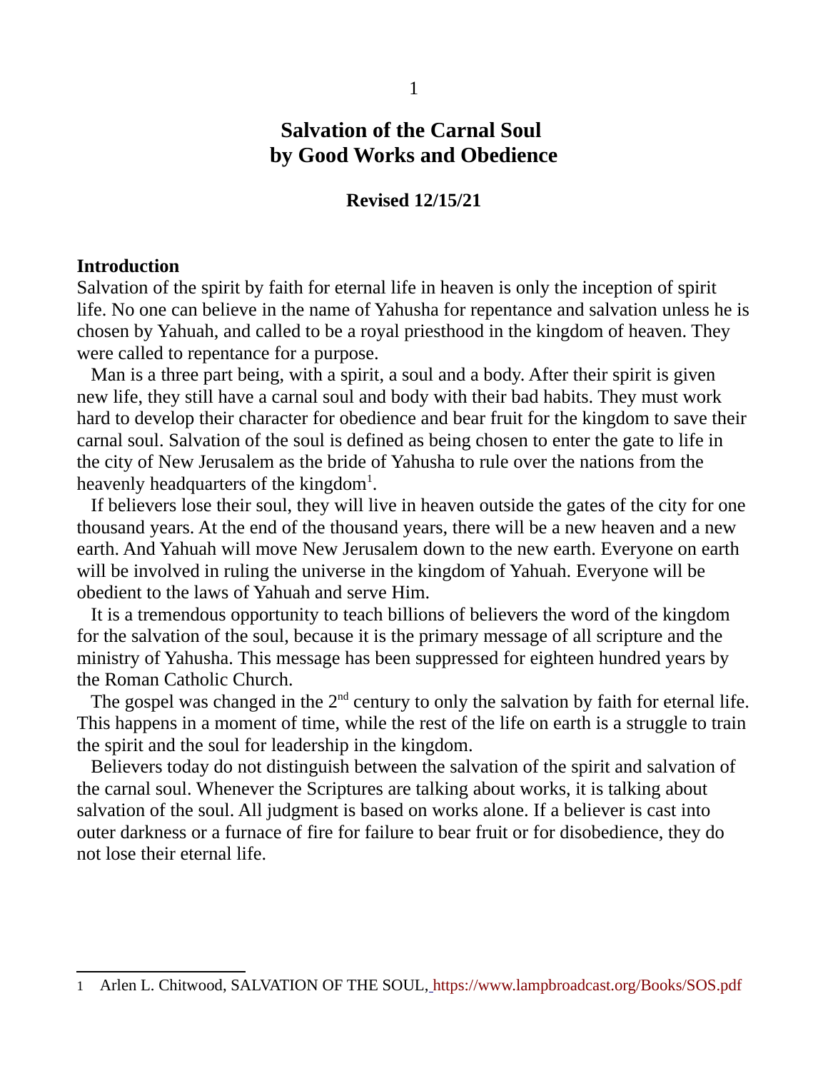# Salvation of the Carnal Soul by Good Works and Obedience

**Revised 12/15/21**

## Introduction

Salvation of the spirit by faith for eternal life in heaven is only the inception of spirit life. No one can believe in the name of Yahusha for repentance and salvation unless he is chosen by Yahuah, and called to be a royal priesthood in the kingdom of heaven. They were called to repentance for a purpose.

Man is a three part being, with a spirit, a soul and a body. After their spirit is given new life, they still have a carnal soul and body with their bad habits. They must work hard to develop their character for obedience and bear fruit for the kingdom to save their carnal soul. Salvation of the soul is defined as being chosen to enter the gate to life in the city of New Jerusalem as the bride of Yahusha to rule over the nations from the heavenly headquarters of the kingdom[1].

If believers lose their soul, they will live in heaven outside the gates of the city for one thousand years. At the end of the thousand years, there will be a new heaven and a new earth. And Yahuah will move New Jerusalem down to the new earth. Everyone on earth will be involved in ruling the universe in the kingdom of Yahuah. Everyone will be obedient to the laws of Yahuah and serve Him.

It is a tremendous opportunity to teach billions of believers the word of the kingdom for the salvation of the soul, because it is the primary message of all scripture and the ministry of Yahusha. This message has been suppressed for eighteen hundred years by the Roman Catholic Church.

The gospel was changed in the 2nd century to only the salvation by faith for eternal life. This happens in a moment of time, while the rest of the life on earth is a struggle to train the spirit and the soul for leadership in the kingdom.

Believers today do not distinguish between the salvation of the spirit and salvation of the carnal soul. Whenever the Scriptures are talking about works, it is talking about salvation of the soul. All judgment is based on works alone. If a believer is cast into outer darkness or a furnace of fire for failure to bear fruit or for disobedience, they do not lose their eternal life.

---

1 Arlen L. Chitwood, SALVATION OF THE SOUL, https://www.lampbroadcast.org/Books/SOS.pdf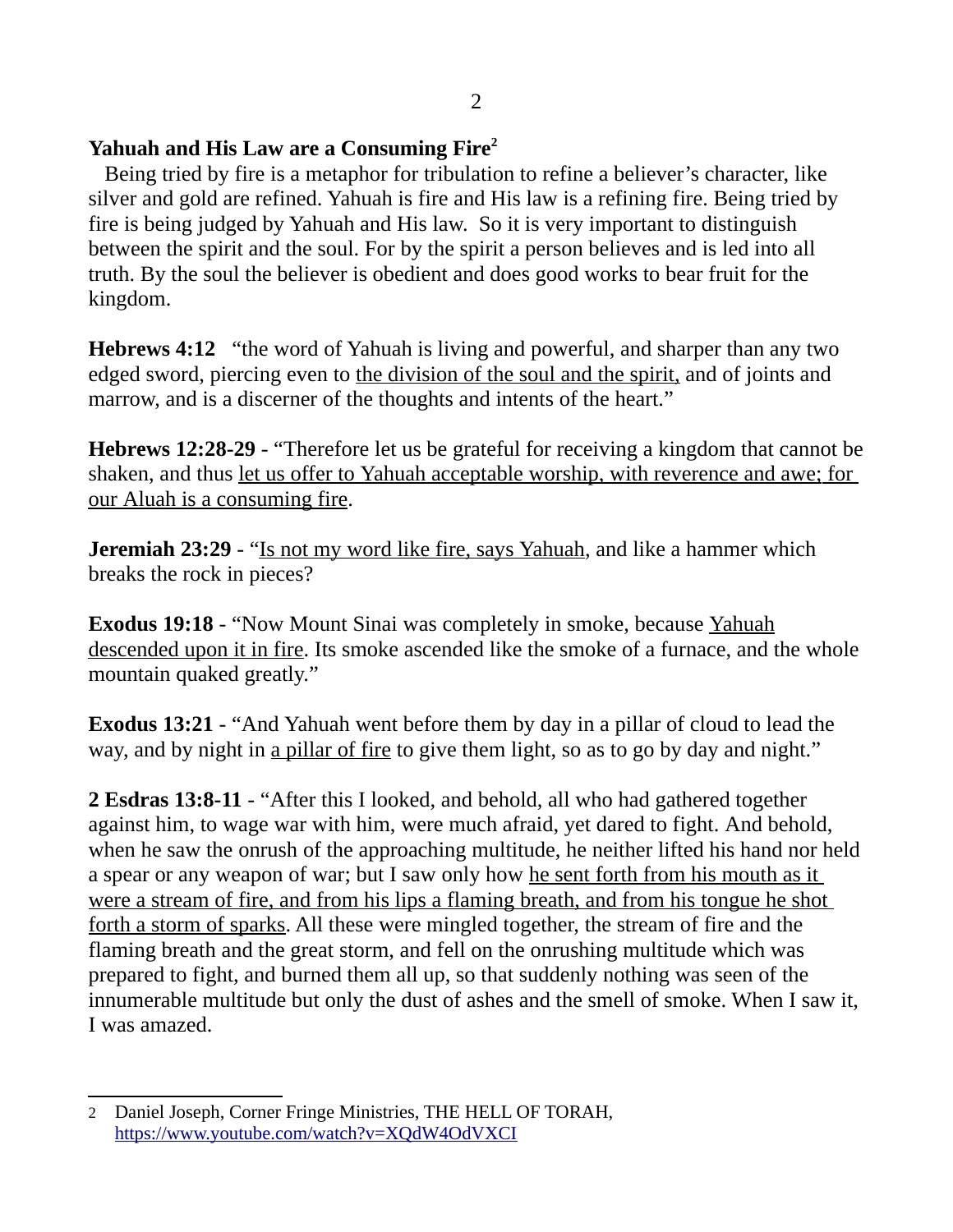**Yahuah and His Law are a Consuming Fire[2]**

Being tried by fire is a metaphor for tribulation to refine a believer's character, like silver and gold are refined. Yahuah is fire and His law is a refining fire. Being tried by fire is being judged by Yahuah and His law. So it is very important to distinguish between the spirit and the soul. For by the spirit a person believes and is led into all truth. By the soul the believer is obedient and does good works to bear fruit for the kingdom.

**Hebrews 4:12** "the word of Yahuah is living and powerful, and sharper than any two edged sword, piercing even to <u>the division of the soul and the spirit,</u> and of joints and marrow, and is a discerner of the thoughts and intents of the heart."

**Hebrews 12:28-29** - "Therefore let us be grateful for receiving a kingdom that cannot be shaken, and thus <u>let us offer to Yahuah acceptable worship, with reverence and awe; for our Aluah is a consuming fire</u>.

**Jeremiah 23:29** - "<u>Is not my word like fire, says Yahuah</u>, and like a hammer which breaks the rock in pieces?

**Exodus 19:18** - "Now Mount Sinai was completely in smoke, because <u>Yahuah descended upon it in fire</u>. Its smoke ascended like the smoke of a furnace, and the whole mountain quaked greatly."

**Exodus 13:21** - "And Yahuah went before them by day in a pillar of cloud to lead the way, and by night in <u>a pillar of fire</u> to give them light, so as to go by day and night."

**2 Esdras 13:8-11** - "After this I looked, and behold, all who had gathered together against him, to wage war with him, were much afraid, yet dared to fight. And behold, when he saw the onrush of the approaching multitude, he neither lifted his hand nor held a spear or any weapon of war; but I saw only how <u>he sent forth from his mouth as it were a stream of fire, and from his lips a flaming breath, and from his tongue he shot forth a storm of sparks</u>. All these were mingled together, the stream of fire and the flaming breath and the great storm, and fell on the onrushing multitude which was prepared to fight, and burned them all up, so that suddenly nothing was seen of the innumerable multitude but only the dust of ashes and the smell of smoke. When I saw it, I was amazed.

---

2 Daniel Joseph, Corner Fringe Ministries, THE HELL OF TORAH, https://www.youtube.com/watch?v=XQdW4OdVXCI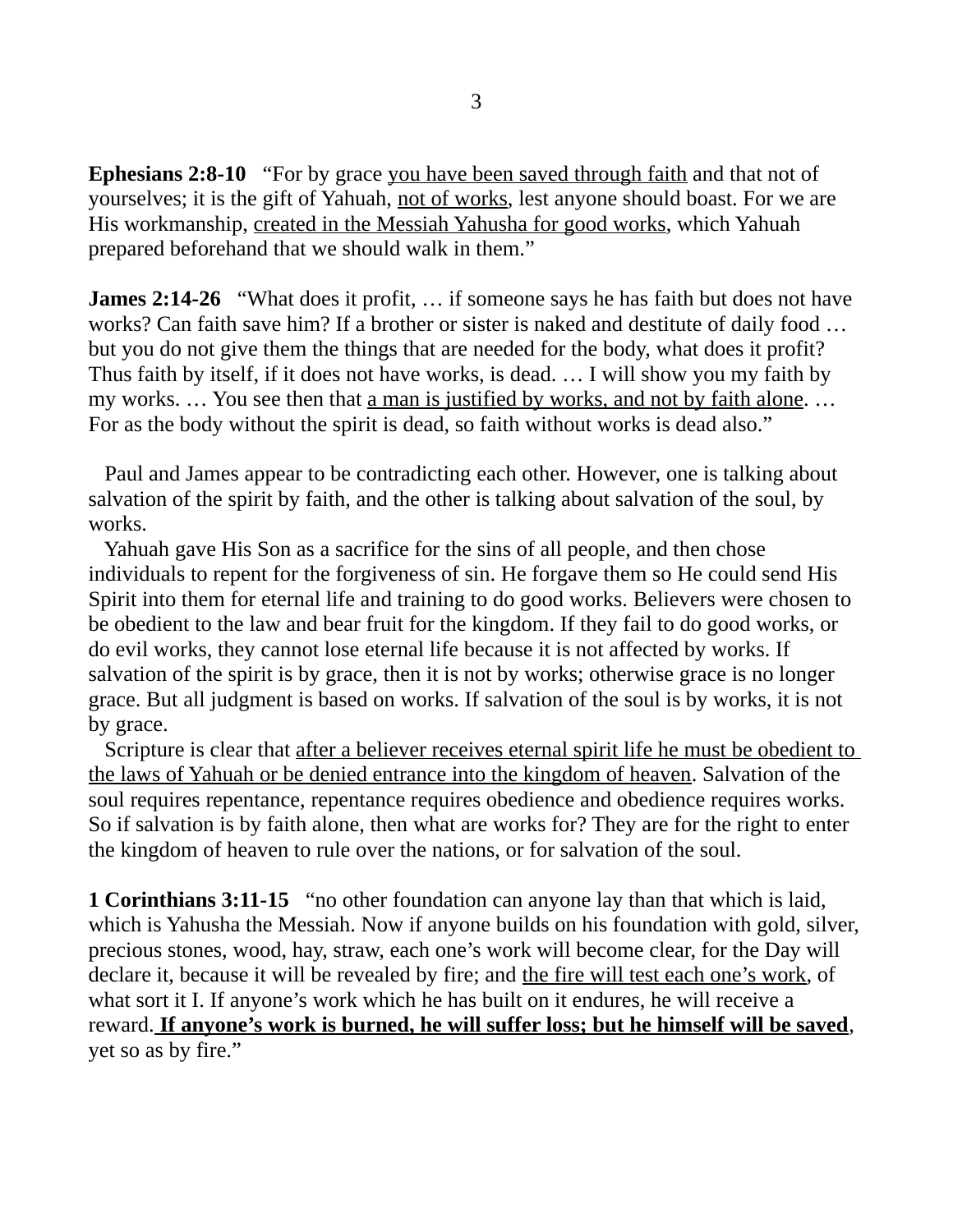**Ephesians 2:8-10** "For by grace <u>you have been saved through faith</u> and that not of yourselves; it is the gift of Yahuah, <u>not of works</u>, lest anyone should boast. For we are His workmanship, <u>created in the Messiah Yahusha for good works</u>, which Yahuah prepared beforehand that we should walk in them."

**James 2:14-26** "What does it profit, … if someone says he has faith but does not have works? Can faith save him? If a brother or sister is naked and destitute of daily food … but you do not give them the things that are needed for the body, what does it profit? Thus faith by itself, if it does not have works, is dead. … I will show you my faith by my works. … You see then that <u>a man is justified by works, and not by faith alone</u>. … For as the body without the spirit is dead, so faith without works is dead also."

Paul and James appear to be contradicting each other. However, one is talking about salvation of the spirit by faith, and the other is talking about salvation of the soul, by works.

Yahuah gave His Son as a sacrifice for the sins of all people, and then chose individuals to repent for the forgiveness of sin. He forgave them so He could send His Spirit into them for eternal life and training to do good works. Believers were chosen to be obedient to the law and bear fruit for the kingdom. If they fail to do good works, or do evil works, they cannot lose eternal life because it is not affected by works. If salvation of the spirit is by grace, then it is not by works; otherwise grace is no longer grace. But all judgment is based on works. If salvation of the soul is by works, it is not by grace.

Scripture is clear that <u>after a believer receives eternal spirit life he must be obedient to the laws of Yahuah or be denied entrance into the kingdom of heaven</u>. Salvation of the soul requires repentance, repentance requires obedience and obedience requires works. So if salvation is by faith alone, then what are works for? They are for the right to enter the kingdom of heaven to rule over the nations, or for salvation of the soul.

**1 Corinthians 3:11-15** "no other foundation can anyone lay than that which is laid, which is Yahusha the Messiah. Now if anyone builds on his foundation with gold, silver, precious stones, wood, hay, straw, each one's work will become clear, for the Day will declare it, because it will be revealed by fire; and <u>the fire will test each one's work</u>, of what sort it I. If anyone's work which he has built on it endures, he will receive a reward. <u>**If anyone's work is burned, he will suffer loss; but he himself will be saved**</u>, yet so as by fire."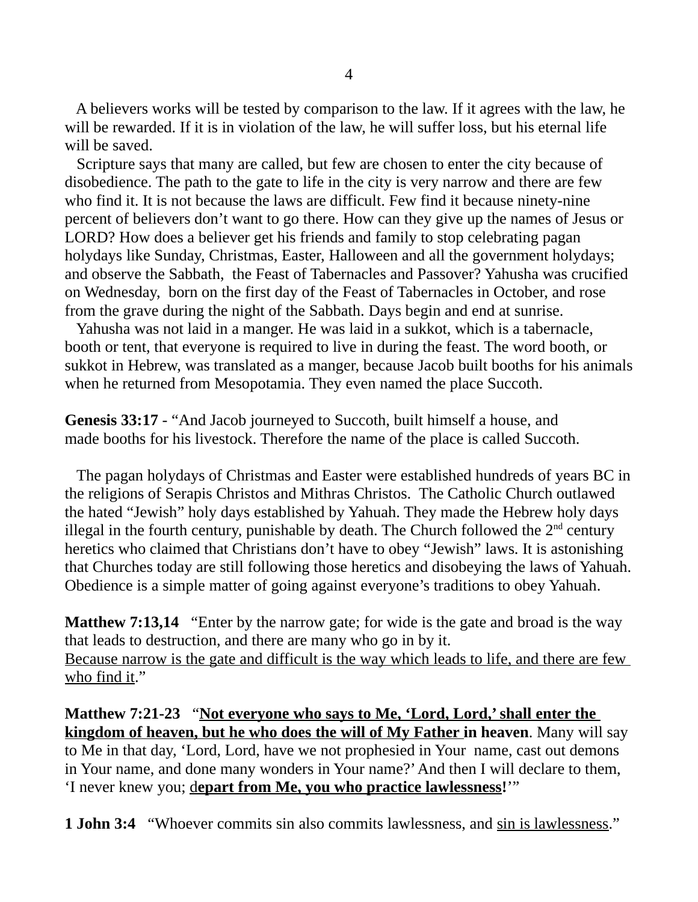A believers works will be tested by comparison to the law. If it agrees with the law, he will be rewarded. If it is in violation of the law, he will suffer loss, but his eternal life will be saved.

Scripture says that many are called, but few are chosen to enter the city because of disobedience. The path to the gate to life in the city is very narrow and there are few who find it. It is not because the laws are difficult. Few find it because ninety-nine percent of believers don't want to go there. How can they give up the names of Jesus or LORD? How does a believer get his friends and family to stop celebrating pagan holydays like Sunday, Christmas, Easter, Halloween and all the government holydays; and observe the Sabbath, the Feast of Tabernacles and Passover? Yahusha was crucified on Wednesday, born on the first day of the Feast of Tabernacles in October, and rose from the grave during the night of the Sabbath. Days begin and end at sunrise.

Yahusha was not laid in a manger. He was laid in a sukkot, which is a tabernacle, booth or tent, that everyone is required to live in during the feast. The word booth, or sukkot in Hebrew, was translated as a manger, because Jacob built booths for his animals when he returned from Mesopotamia. They even named the place Succoth.

**Genesis 33:17** - "And Jacob journeyed to Succoth, built himself a house, and made booths for his livestock. Therefore the name of the place is called Succoth.

The pagan holydays of Christmas and Easter were established hundreds of years BC in the religions of Serapis Christos and Mithras Christos. The Catholic Church outlawed the hated "Jewish" holy days established by Yahuah. They made the Hebrew holy days illegal in the fourth century, punishable by death. The Church followed the 2nd century heretics who claimed that Christians don't have to obey "Jewish" laws. It is astonishing that Churches today are still following those heretics and disobeying the laws of Yahuah. Obedience is a simple matter of going against everyone's traditions to obey Yahuah.

**Matthew 7:13,14** "Enter by the narrow gate; for wide is the gate and broad is the way that leads to destruction, and there are many who go in by it.
<u>Because narrow is the gate and difficult is the way which leads to life, and there are few who find it</u>."

**Matthew 7:21-23** "<u>**Not everyone who says to Me, 'Lord, Lord,' shall enter the kingdom of heaven, but he who does the will of My Father in heaven**</u>. Many will say to Me in that day, 'Lord, Lord, have we not prophesied in Your name, cast out demons in Your name, and done many wonders in Your name?' And then I will declare to them, 'I never knew you; <u>d**epart from Me, you who practice lawlessness**</u>**!**'"

**1 John 3:4** "Whoever commits sin also commits lawlessness, and <u>sin is lawlessness</u>."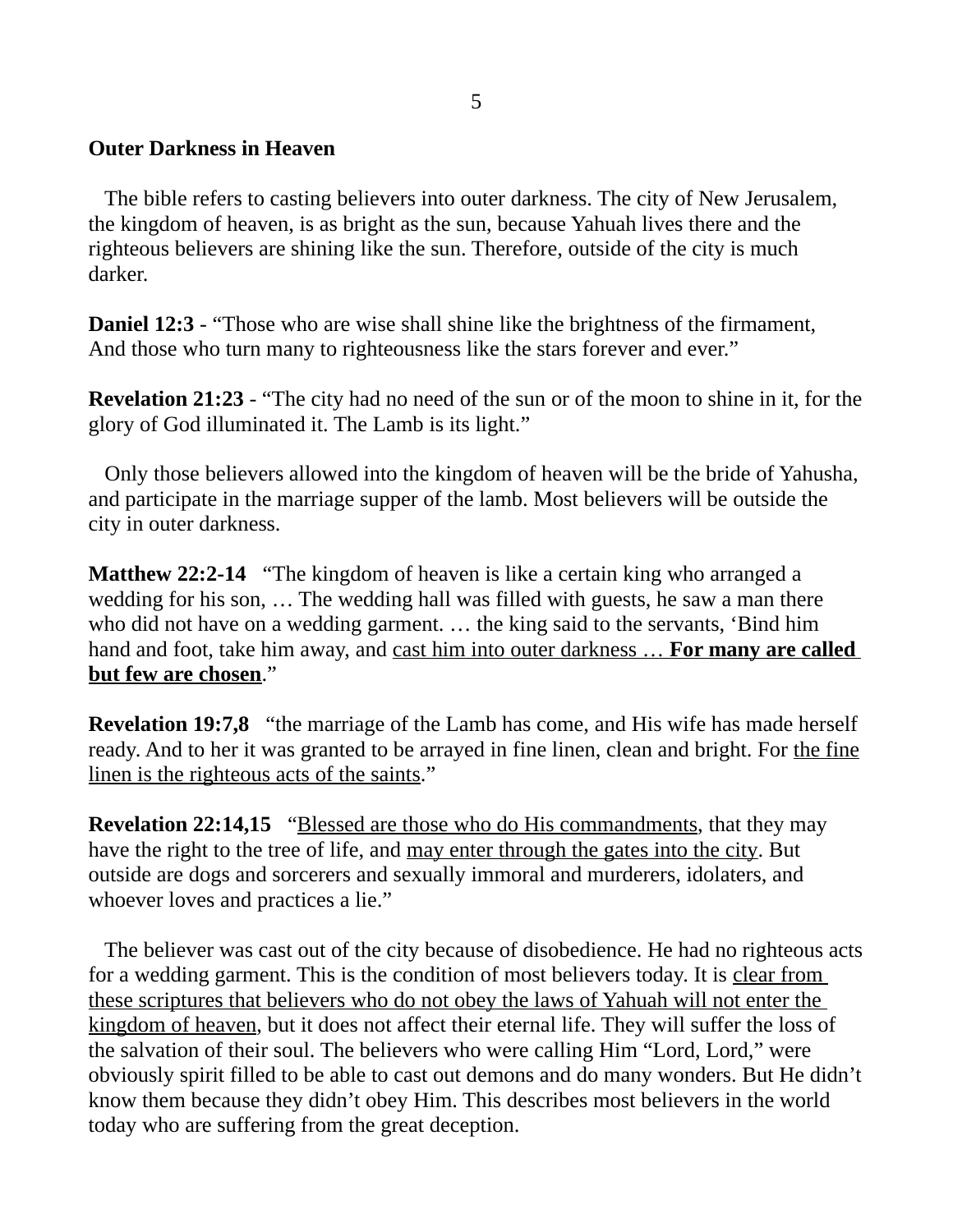**Outer Darkness in Heaven**

The bible refers to casting believers into outer darkness. The city of New Jerusalem, the kingdom of heaven, is as bright as the sun, because Yahuah lives there and the righteous believers are shining like the sun. Therefore, outside of the city is much darker.

**Daniel 12:3** - “Those who are wise shall shine like the brightness of the firmament, And those who turn many to righteousness like the stars forever and ever.”

**Revelation 21:23** - “The city had no need of the sun or of the moon to shine in it, for the glory of God illuminated it. The Lamb is its light.”

Only those believers allowed into the kingdom of heaven will be the bride of Yahusha, and participate in the marriage supper of the lamb. Most believers will be outside the city in outer darkness.

**Matthew 22:2-14** “The kingdom of heaven is like a certain king who arranged a wedding for his son, … The wedding hall was filled with guests, he saw a man there who did not have on a wedding garment. … the king said to the servants, ‘Bind him hand and foot, take him away, and <u>cast him into outer darkness … **For many are called but few are chosen**</u>.”

**Revelation 19:7,8** “the marriage of the Lamb has come, and His wife has made herself ready. And to her it was granted to be arrayed in fine linen, clean and bright. For <u>the fine linen is the righteous acts of the saints</u>.”

**Revelation 22:14,15** “<u>Blessed are those who do His commandments</u>, that they may have the right to the tree of life, and <u>may enter through the gates into the city</u>. But outside are dogs and sorcerers and sexually immoral and murderers, idolaters, and whoever loves and practices a lie.”

The believer was cast out of the city because of disobedience. He had no righteous acts for a wedding garment. This is the condition of most believers today. It is <u>clear from these scriptures that believers who do not obey the laws of Yahuah will not enter the kingdom of heaven</u>, but it does not affect their eternal life. They will suffer the loss of the salvation of their soul. The believers who were calling Him “Lord, Lord,” were obviously spirit filled to be able to cast out demons and do many wonders. But He didn’t know them because they didn’t obey Him. This describes most believers in the world today who are suffering from the great deception.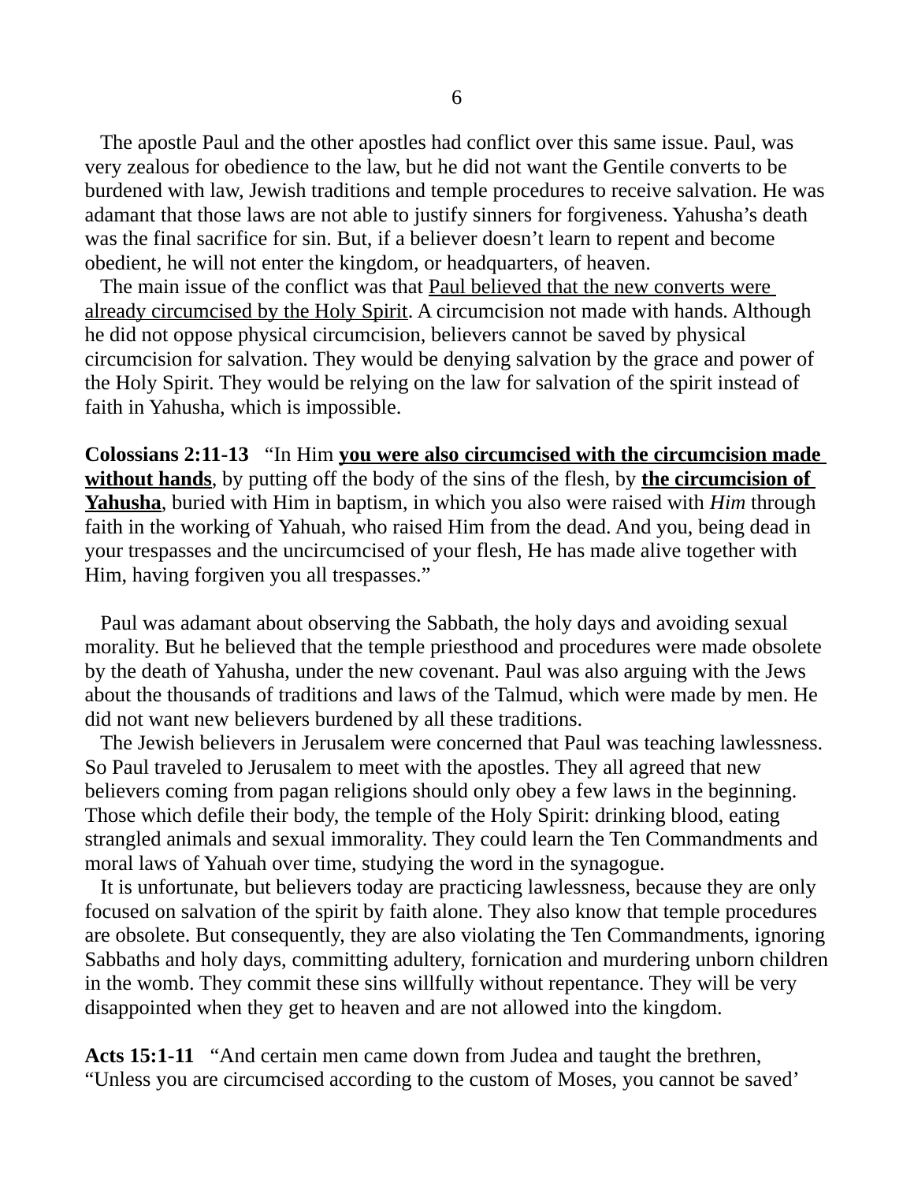The apostle Paul and the other apostles had conflict over this same issue. Paul, was very zealous for obedience to the law, but he did not want the Gentile converts to be burdened with law, Jewish traditions and temple procedures to receive salvation. He was adamant that those laws are not able to justify sinners for forgiveness. Yahusha's death was the final sacrifice for sin. But, if a believer doesn't learn to repent and become obedient, he will not enter the kingdom, or headquarters, of heaven.

The main issue of the conflict was that <u>Paul believed that the new converts were already circumcised by the Holy Spirit</u>. A circumcision not made with hands. Although he did not oppose physical circumcision, believers cannot be saved by physical circumcision for salvation. They would be denying salvation by the grace and power of the Holy Spirit. They would be relying on the law for salvation of the spirit instead of faith in Yahusha, which is impossible.

**Colossians 2:11-13** "In Him **<u>you were also circumcised with the circumcision made without hands</u>**, by putting off the body of the sins of the flesh, by **<u>the circumcision of Yahusha</u>**, buried with Him in baptism, in which you also were raised with *Him* through faith in the working of Yahuah, who raised Him from the dead. And you, being dead in your trespasses and the uncircumcised of your flesh, He has made alive together with Him, having forgiven you all trespasses."

Paul was adamant about observing the Sabbath, the holy days and avoiding sexual morality. But he believed that the temple priesthood and procedures were made obsolete by the death of Yahusha, under the new covenant. Paul was also arguing with the Jews about the thousands of traditions and laws of the Talmud, which were made by men. He did not want new believers burdened by all these traditions.

The Jewish believers in Jerusalem were concerned that Paul was teaching lawlessness. So Paul traveled to Jerusalem to meet with the apostles. They all agreed that new believers coming from pagan religions should only obey a few laws in the beginning. Those which defile their body, the temple of the Holy Spirit: drinking blood, eating strangled animals and sexual immorality. They could learn the Ten Commandments and moral laws of Yahuah over time, studying the word in the synagogue.

It is unfortunate, but believers today are practicing lawlessness, because they are only focused on salvation of the spirit by faith alone. They also know that temple procedures are obsolete. But consequently, they are also violating the Ten Commandments, ignoring Sabbaths and holy days, committing adultery, fornication and murdering unborn children in the womb. They commit these sins willfully without repentance. They will be very disappointed when they get to heaven and are not allowed into the kingdom.

**Acts 15:1-11** "And certain men came down from Judea and taught the brethren, "Unless you are circumcised according to the custom of Moses, you cannot be saved'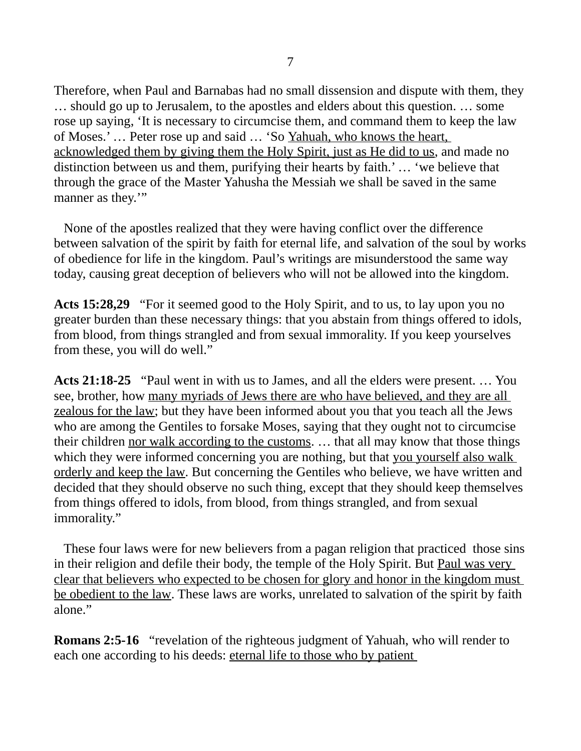Therefore, when Paul and Barnabas had no small dissension and dispute with them, they … should go up to Jerusalem, to the apostles and elders about this question. … some rose up saying, ‘It is necessary to circumcise them, and command them to keep the law of Moses.’ … Peter rose up and said … ‘So <u>Yahuah, who knows the heart, acknowledged them by giving them the Holy Spirit, just as He did to us</u>, and made no distinction between us and them, purifying their hearts by faith.’ … ‘we believe that through the grace of the Master Yahusha the Messiah we shall be saved in the same manner as they.’”

None of the apostles realized that they were having conflict over the difference between salvation of the spirit by faith for eternal life, and salvation of the soul by works of obedience for life in the kingdom. Paul’s writings are misunderstood the same way today, causing great deception of believers who will not be allowed into the kingdom.

**Acts 15:28,29** “For it seemed good to the Holy Spirit, and to us, to lay upon you no greater burden than these necessary things: that you abstain from things offered to idols, from blood, from things strangled and from sexual immorality. If you keep yourselves from these, you will do well.”

**Acts 21:18-25** “Paul went in with us to James, and all the elders were present. … You see, brother, how <u>many myriads of Jews there are who have believed, and they are all zealous for the law</u>; but they have been informed about you that you teach all the Jews who are among the Gentiles to forsake Moses, saying that they ought not to circumcise their children <u>nor walk according to the customs</u>. … that all may know that those things which they were informed concerning you are nothing, but that <u>you yourself also walk orderly and keep the law</u>. But concerning the Gentiles who believe, we have written and decided that they should observe no such thing, except that they should keep themselves from things offered to idols, from blood, from things strangled, and from sexual immorality.”

These four laws were for new believers from a pagan religion that practiced those sins in their religion and defile their body, the temple of the Holy Spirit. But <u>Paul was very clear that believers who expected to be chosen for glory and honor in the kingdom must be obedient to the law</u>. These laws are works, unrelated to salvation of the spirit by faith alone.”

**Romans 2:5-16** “revelation of the righteous judgment of Yahuah, who will render to each one according to his deeds: <u>eternal life to those who by patient</u>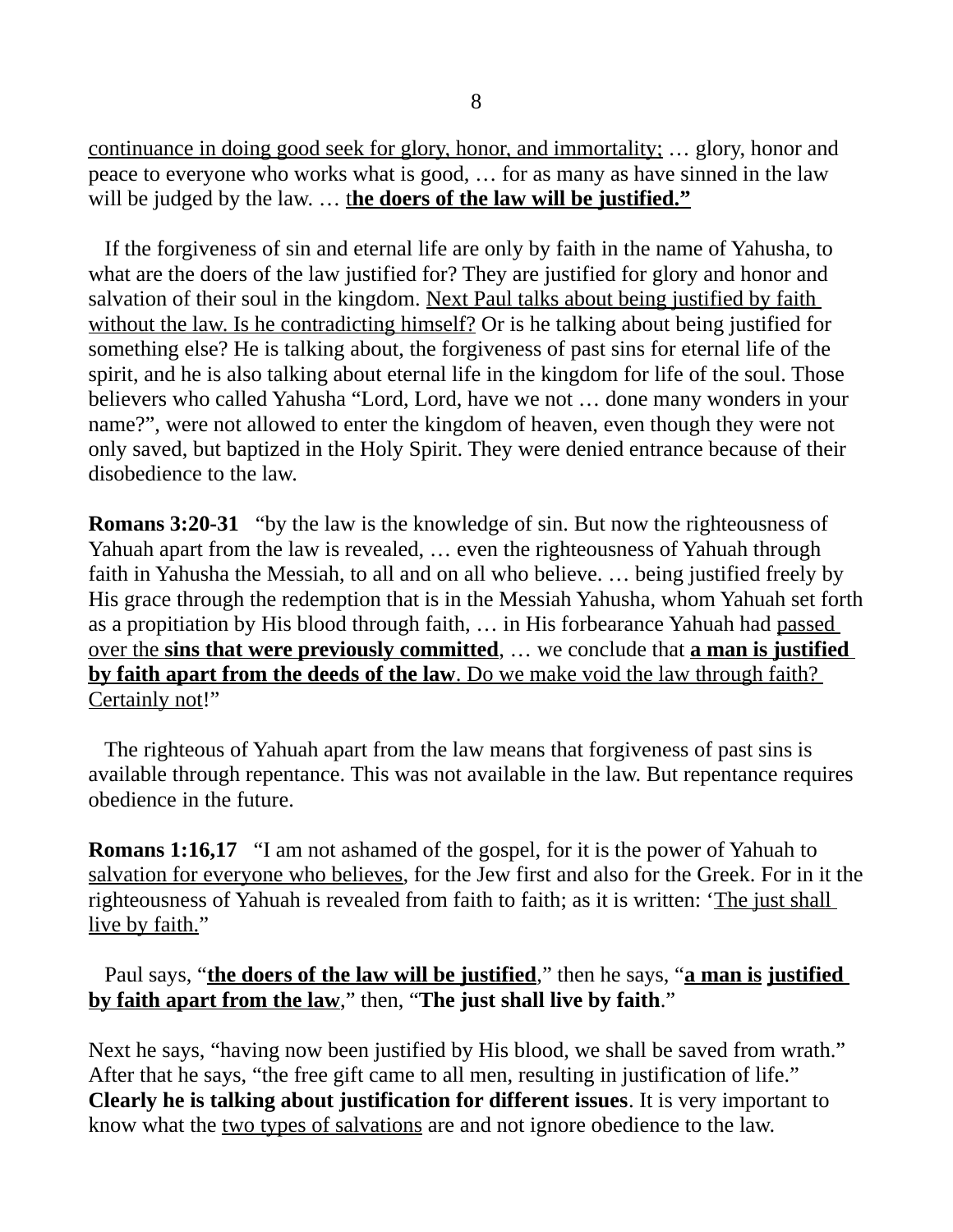continuance in doing good seek for glory, honor, and immortality; … glory, honor and peace to everyone who works what is good, … for as many as have sinned in the law will be judged by the law. … t**<u>he doers of the law will be justified.”</u>**

If the forgiveness of sin and eternal life are only by faith in the name of Yahusha, to what are the doers of the law justified for? They are justified for glory and honor and salvation of their soul in the kingdom. <u>Next Paul talks about being justified by faith without the law. Is he contradicting himself?</u> Or is he talking about being justified for something else? He is talking about, the forgiveness of past sins for eternal life of the spirit, and he is also talking about eternal life in the kingdom for life of the soul. Those believers who called Yahusha “Lord, Lord, have we not … done many wonders in your name?”, were not allowed to enter the kingdom of heaven, even though they were not only saved, but baptized in the Holy Spirit. They were denied entrance because of their disobedience to the law.

**Romans 3:20-31** “by the law is the knowledge of sin. But now the righteousness of Yahuah apart from the law is revealed, … even the righteousness of Yahuah through faith in Yahusha the Messiah, to all and on all who believe. … being justified freely by His grace through the redemption that is in the Messiah Yahusha, whom Yahuah set forth as a propitiation by His blood through faith, … in His forbearance Yahuah had <u>passed over the</u> **<u>sins that were previously committed</u>**, … we conclude that **<u>a man is justified by faith apart from the deeds of the law</u>**<u>. Do we make void the law through faith? Certainly not</u>!”

The righteous of Yahuah apart from the law means that forgiveness of past sins is available through repentance. This was not available in the law. But repentance requires obedience in the future.

**Romans 1:16,17** “I am not ashamed of the gospel, for it is the power of Yahuah to <u>salvation for everyone who believes</u>, for the Jew first and also for the Greek. For in it the righteousness of Yahuah is revealed from faith to faith; as it is written: ‘<u>The just shall live by faith.</u>”

Paul says, “**<u>the doers of the law will be justified</u>**,” then he says, “**<u>a man is justified by faith apart from the law</u>**,” then, “**The just shall live by faith**.”

Next he says, “having now been justified by His blood, we shall be saved from wrath.” After that he says, “the free gift came to all men, resulting in justification of life.” **Clearly he is talking about justification for different issues**. It is very important to know what the <u>two types of salvations</u> are and not ignore obedience to the law.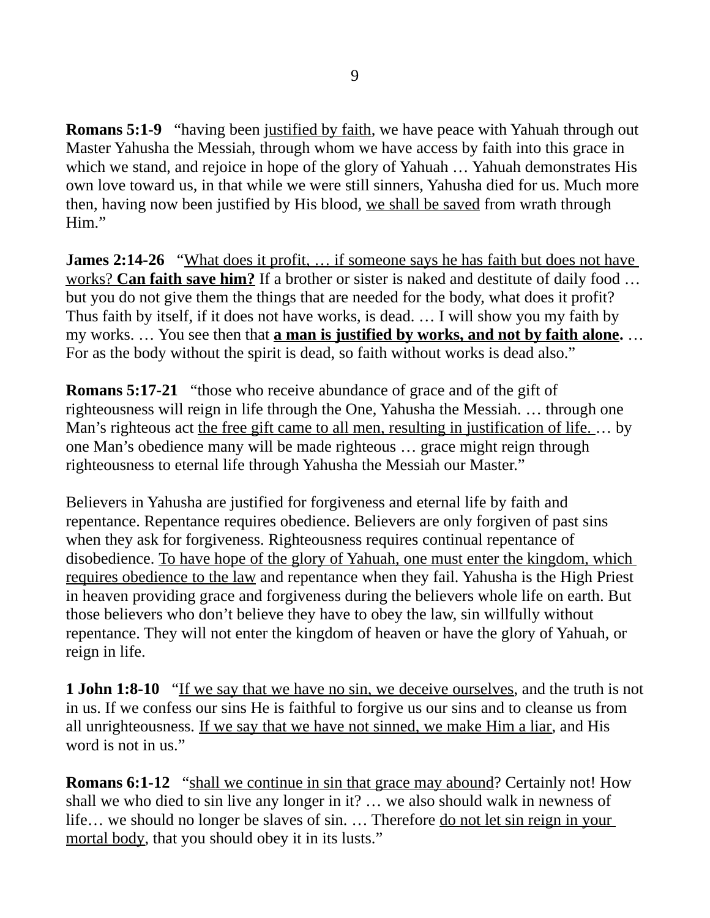**Romans 5:1-9** "having been <u>justified by faith</u>, we have peace with Yahuah through out Master Yahusha the Messiah, through whom we have access by faith into this grace in which we stand, and rejoice in hope of the glory of Yahuah … Yahuah demonstrates His own love toward us, in that while we were still sinners, Yahusha died for us. Much more then, having now been justified by His blood, <u>we shall be saved</u> from wrath through Him."

**James 2:14-26** "<u>What does it profit, … if someone says he has faith but does not have works?</u> <u>**Can faith save him?**</u> If a brother or sister is naked and destitute of daily food … but you do not give them the things that are needed for the body, what does it profit? Thus faith by itself, if it does not have works, is dead. … I will show you my faith by my works. … You see then that <u>**a man is justified by works, and not by faith alone**</u>**.** … For as the body without the spirit is dead, so faith without works is dead also."

**Romans 5:17-21** "those who receive abundance of grace and of the gift of righteousness will reign in life through the One, Yahusha the Messiah. … through one Man's righteous act <u>the free gift came to all men, resulting in justification of life.</u> … by one Man's obedience many will be made righteous … grace might reign through righteousness to eternal life through Yahusha the Messiah our Master."

Believers in Yahusha are justified for forgiveness and eternal life by faith and repentance. Repentance requires obedience. Believers are only forgiven of past sins when they ask for forgiveness. Righteousness requires continual repentance of disobedience. <u>To have hope of the glory of Yahuah, one must enter the kingdom, which requires obedience to the law</u> and repentance when they fail. Yahusha is the High Priest in heaven providing grace and forgiveness during the believers whole life on earth. But those believers who don't believe they have to obey the law, sin willfully without repentance. They will not enter the kingdom of heaven or have the glory of Yahuah, or reign in life.

**1 John 1:8-10** "<u>If we say that we have no sin, we deceive ourselves</u>, and the truth is not in us. If we confess our sins He is faithful to forgive us our sins and to cleanse us from all unrighteousness. <u>If we say that we have not sinned, we make Him a liar</u>, and His word is not in us."

**Romans 6:1-12** "<u>shall we continue in sin that grace may abound</u>? Certainly not! How shall we who died to sin live any longer in it? … we also should walk in newness of life… we should no longer be slaves of sin. … Therefore <u>do not let sin reign in your mortal body</u>, that you should obey it in its lusts."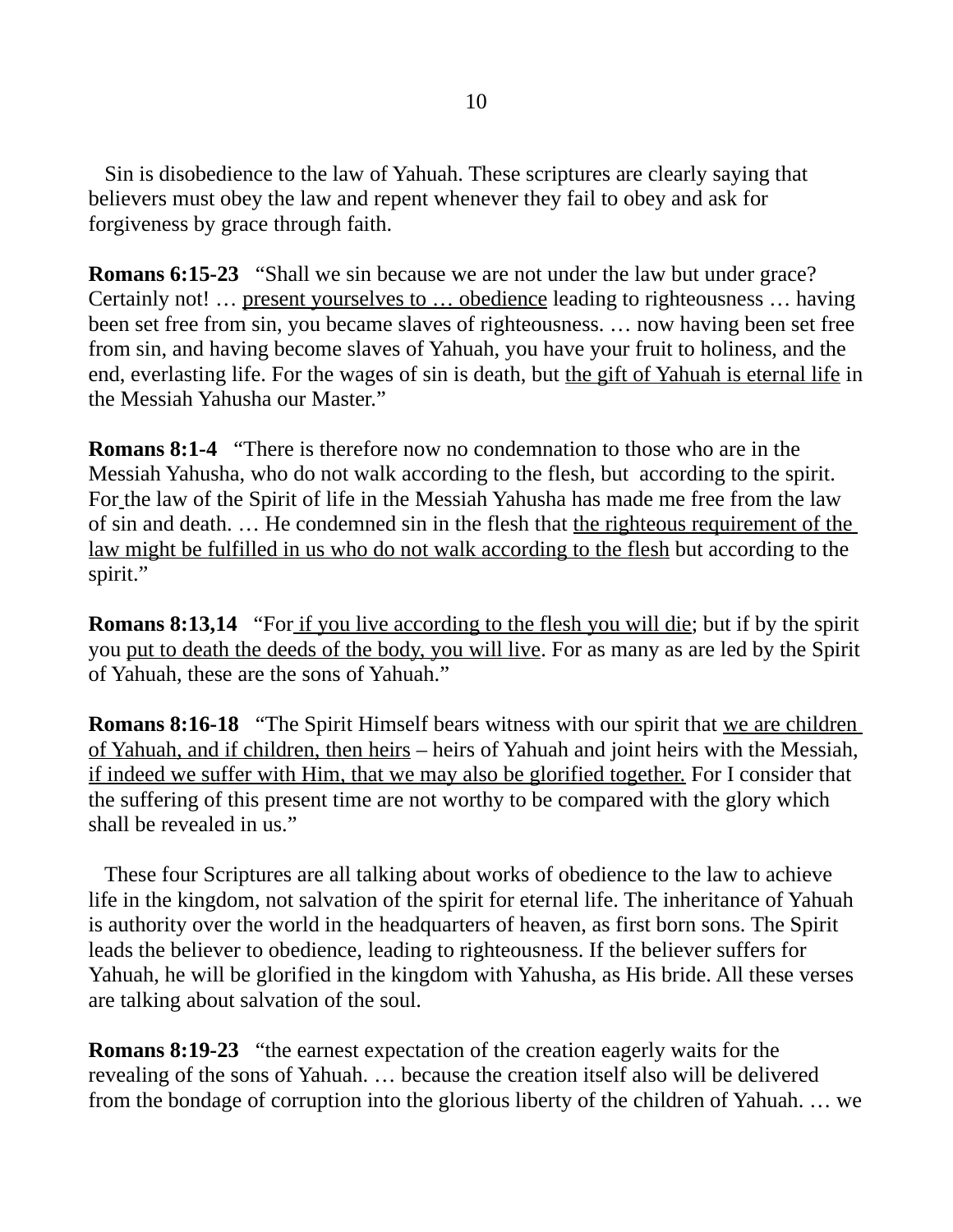Sin is disobedience to the law of Yahuah. These scriptures are clearly saying that believers must obey the law and repent whenever they fail to obey and ask for forgiveness by grace through faith.

**Romans 6:15-23** "Shall we sin because we are not under the law but under grace? Certainly not! … <u>present yourselves to … obedience</u> leading to righteousness … having been set free from sin, you became slaves of righteousness. … now having been set free from sin, and having become slaves of Yahuah, you have your fruit to holiness, and the end, everlasting life. For the wages of sin is death, but <u>the gift of Yahuah is eternal life</u> in the Messiah Yahusha our Master."

**Romans 8:1-4** "There is therefore now no condemnation to those who are in the Messiah Yahusha, who do not walk according to the flesh, but according to the spirit. For the law of the Spirit of life in the Messiah Yahusha has made me free from the law of sin and death. … He condemned sin in the flesh that <u>the righteous requirement of the law might be fulfilled in us who do not walk according to the flesh</u> but according to the spirit."

**Romans 8:13,14** "For <u>if you live according to the flesh you will die</u>; but if by the spirit you <u>put to death the deeds of the body, you will live</u>. For as many as are led by the Spirit of Yahuah, these are the sons of Yahuah."

**Romans 8:16-18** "The Spirit Himself bears witness with our spirit that <u>we are children of Yahuah, and if children, then heirs</u> – heirs of Yahuah and joint heirs with the Messiah, <u>if indeed we suffer with Him, that we may also be glorified together.</u> For I consider that the suffering of this present time are not worthy to be compared with the glory which shall be revealed in us."

These four Scriptures are all talking about works of obedience to the law to achieve life in the kingdom, not salvation of the spirit for eternal life. The inheritance of Yahuah is authority over the world in the headquarters of heaven, as first born sons. The Spirit leads the believer to obedience, leading to righteousness. If the believer suffers for Yahuah, he will be glorified in the kingdom with Yahusha, as His bride. All these verses are talking about salvation of the soul.

**Romans 8:19-23** "the earnest expectation of the creation eagerly waits for the revealing of the sons of Yahuah. … because the creation itself also will be delivered from the bondage of corruption into the glorious liberty of the children of Yahuah. … we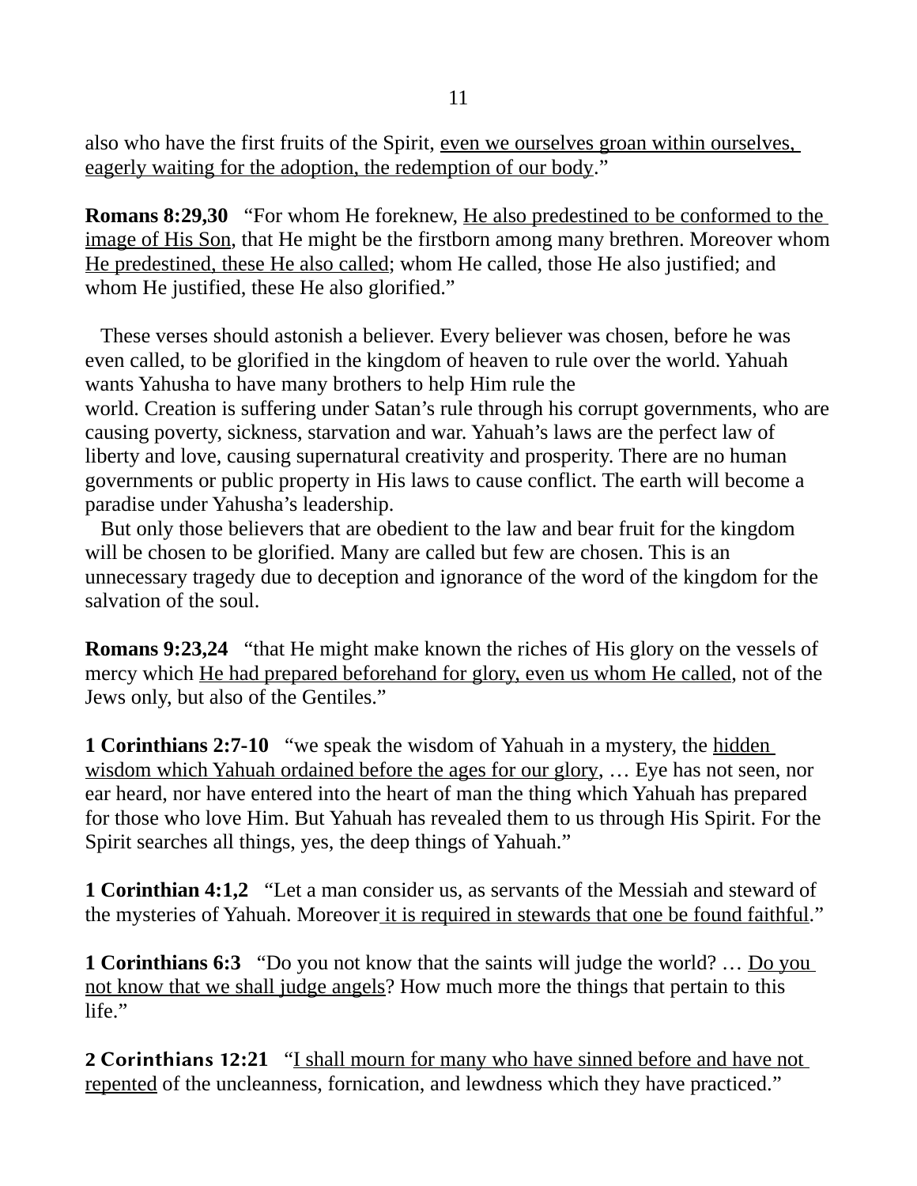also who have the first fruits of the Spirit, <u>even we ourselves groan within ourselves, eagerly waiting for the adoption, the redemption of our body</u>."

**Romans 8:29,30** "For whom He foreknew, <u>He also predestined to be conformed to the image of His Son</u>, that He might be the firstborn among many brethren. Moreover whom <u>He predestined, these He also called</u>; whom He called, those He also justified; and whom He justified, these He also glorified."

These verses should astonish a believer. Every believer was chosen, before he was even called, to be glorified in the kingdom of heaven to rule over the world. Yahuah wants Yahusha to have many brothers to help Him rule the world. Creation is suffering under Satan's rule through his corrupt governments, who are causing poverty, sickness, starvation and war. Yahuah's laws are the perfect law of liberty and love, causing supernatural creativity and prosperity. There are no human governments or public property in His laws to cause conflict. The earth will become a paradise under Yahusha's leadership.

But only those believers that are obedient to the law and bear fruit for the kingdom will be chosen to be glorified. Many are called but few are chosen. This is an unnecessary tragedy due to deception and ignorance of the word of the kingdom for the salvation of the soul.

**Romans 9:23,24** "that He might make known the riches of His glory on the vessels of mercy which <u>He had prepared beforehand for glory, even us whom He called</u>, not of the Jews only, but also of the Gentiles."

**1 Corinthians 2:7-10** "we speak the wisdom of Yahuah in a mystery, the <u>hidden wisdom which Yahuah ordained before the ages for our glory</u>, … Eye has not seen, nor ear heard, nor have entered into the heart of man the thing which Yahuah has prepared for those who love Him. But Yahuah has revealed them to us through His Spirit. For the Spirit searches all things, yes, the deep things of Yahuah."

**1 Corinthian 4:1,2** "Let a man consider us, as servants of the Messiah and steward of the mysteries of Yahuah. Moreover <u>it is required in stewards that one be found faithful</u>."

**1 Corinthians 6:3** "Do you not know that the saints will judge the world? … <u>Do you not know that we shall judge angels</u>? How much more the things that pertain to this life."

**2 Corinthians 12:21** "<u>I shall mourn for many who have sinned before and have not repented</u> of the uncleanness, fornication, and lewdness which they have practiced."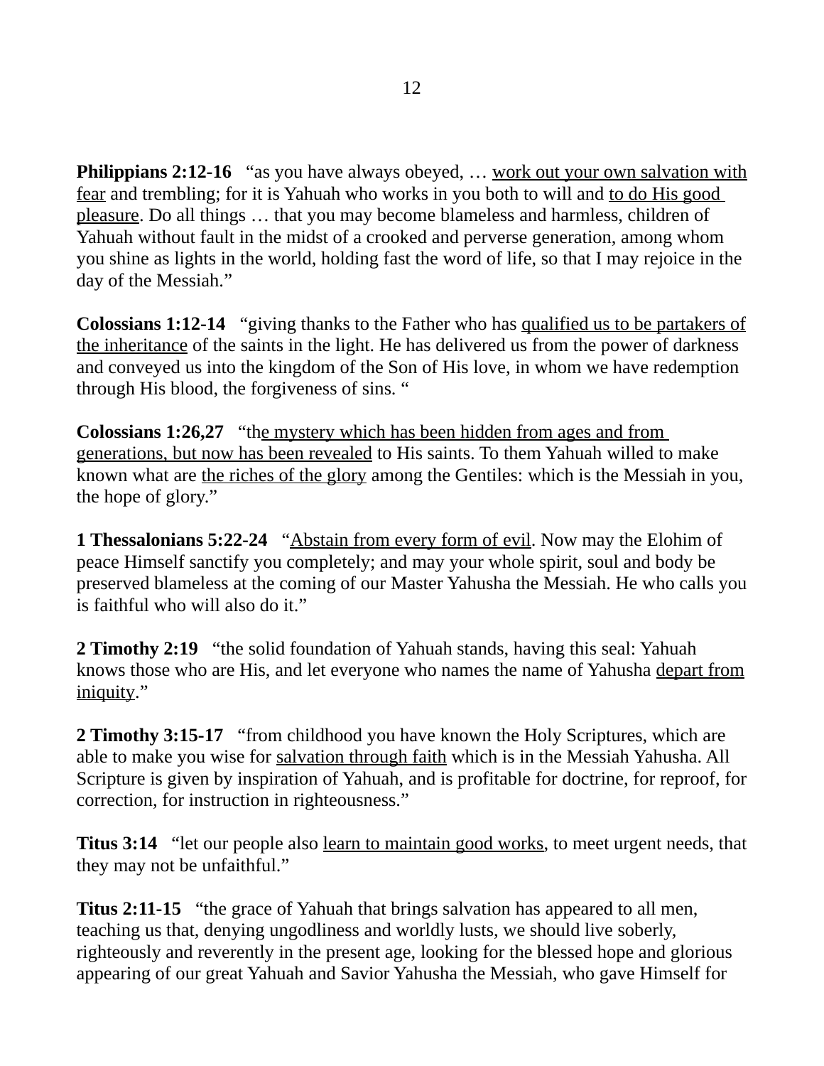**Philippians 2:12-16** "as you have always obeyed, … <u>work out your own salvation with fear</u> and trembling; for it is Yahuah who works in you both to will and <u>to do His good pleasure</u>. Do all things … that you may become blameless and harmless, children of Yahuah without fault in the midst of a crooked and perverse generation, among whom you shine as lights in the world, holding fast the word of life, so that I may rejoice in the day of the Messiah."

**Colossians 1:12-14** "giving thanks to the Father who has <u>qualified us to be partakers of the inheritance</u> of the saints in the light. He has delivered us from the power of darkness and conveyed us into the kingdom of the Son of His love, in whom we have redemption through His blood, the forgiveness of sins. "

**Colossians 1:26,27** "th<u>e mystery which has been hidden from ages and from generations, but now has been revealed</u> to His saints. To them Yahuah willed to make known what are <u>the riches of the glory</u> among the Gentiles: which is the Messiah in you, the hope of glory."

**1 Thessalonians 5:22-24** "<u>Abstain from every form of evil</u>. Now may the Elohim of peace Himself sanctify you completely; and may your whole spirit, soul and body be preserved blameless at the coming of our Master Yahusha the Messiah. He who calls you is faithful who will also do it."

**2 Timothy 2:19** "the solid foundation of Yahuah stands, having this seal: Yahuah knows those who are His, and let everyone who names the name of Yahusha <u>depart from iniquity</u>."

**2 Timothy 3:15-17** "from childhood you have known the Holy Scriptures, which are able to make you wise for <u>salvation through faith</u> which is in the Messiah Yahusha. All Scripture is given by inspiration of Yahuah, and is profitable for doctrine, for reproof, for correction, for instruction in righteousness."

**Titus 3:14** "let our people also <u>learn to maintain good works</u>, to meet urgent needs, that they may not be unfaithful."

**Titus 2:11-15** "the grace of Yahuah that brings salvation has appeared to all men, teaching us that, denying ungodliness and worldly lusts, we should live soberly, righteously and reverently in the present age, looking for the blessed hope and glorious appearing of our great Yahuah and Savior Yahusha the Messiah, who gave Himself for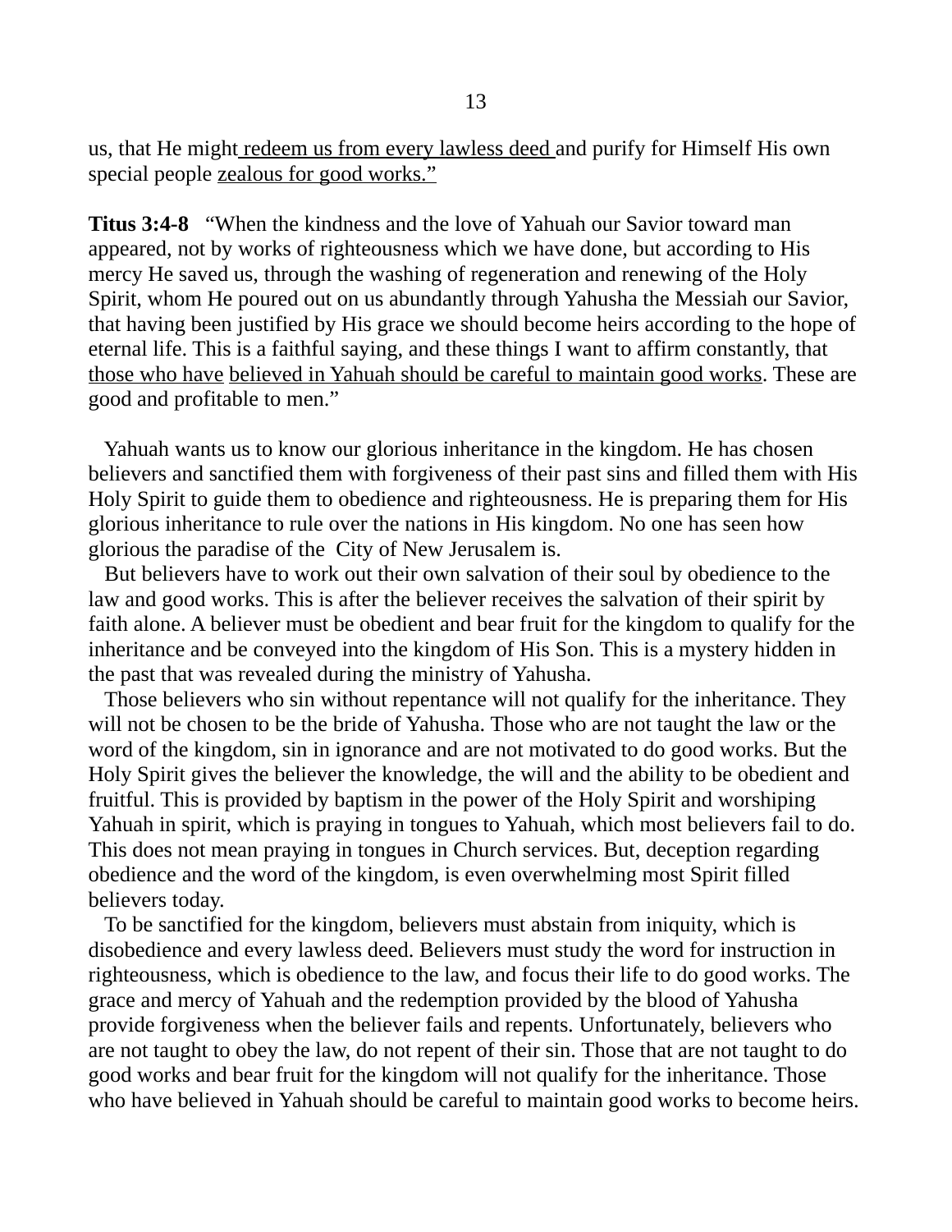us, that He might <u>redeem us from every lawless deed</u> and purify for Himself His own special people <u>zealous for good works.”</u>

**Titus 3:4-8** “When the kindness and the love of Yahuah our Savior toward man appeared, not by works of righteousness which we have done, but according to His mercy He saved us, through the washing of regeneration and renewing of the Holy Spirit, whom He poured out on us abundantly through Yahusha the Messiah our Savior, that having been justified by His grace we should become heirs according to the hope of eternal life. This is a faithful saying, and these things I want to affirm constantly, that <u>those who have</u> <u>believed in Yahuah should be careful to maintain good works</u>. These are good and profitable to men.”

Yahuah wants us to know our glorious inheritance in the kingdom. He has chosen believers and sanctified them with forgiveness of their past sins and filled them with His Holy Spirit to guide them to obedience and righteousness. He is preparing them for His glorious inheritance to rule over the nations in His kingdom. No one has seen how glorious the paradise of the City of New Jerusalem is.

But believers have to work out their own salvation of their soul by obedience to the law and good works. This is after the believer receives the salvation of their spirit by faith alone. A believer must be obedient and bear fruit for the kingdom to qualify for the inheritance and be conveyed into the kingdom of His Son. This is a mystery hidden in the past that was revealed during the ministry of Yahusha.

Those believers who sin without repentance will not qualify for the inheritance. They will not be chosen to be the bride of Yahusha. Those who are not taught the law or the word of the kingdom, sin in ignorance and are not motivated to do good works. But the Holy Spirit gives the believer the knowledge, the will and the ability to be obedient and fruitful. This is provided by baptism in the power of the Holy Spirit and worshiping Yahuah in spirit, which is praying in tongues to Yahuah, which most believers fail to do. This does not mean praying in tongues in Church services. But, deception regarding obedience and the word of the kingdom, is even overwhelming most Spirit filled believers today.

To be sanctified for the kingdom, believers must abstain from iniquity, which is disobedience and every lawless deed. Believers must study the word for instruction in righteousness, which is obedience to the law, and focus their life to do good works. The grace and mercy of Yahuah and the redemption provided by the blood of Yahusha provide forgiveness when the believer fails and repents. Unfortunately, believers who are not taught to obey the law, do not repent of their sin. Those that are not taught to do good works and bear fruit for the kingdom will not qualify for the inheritance. Those who have believed in Yahuah should be careful to maintain good works to become heirs.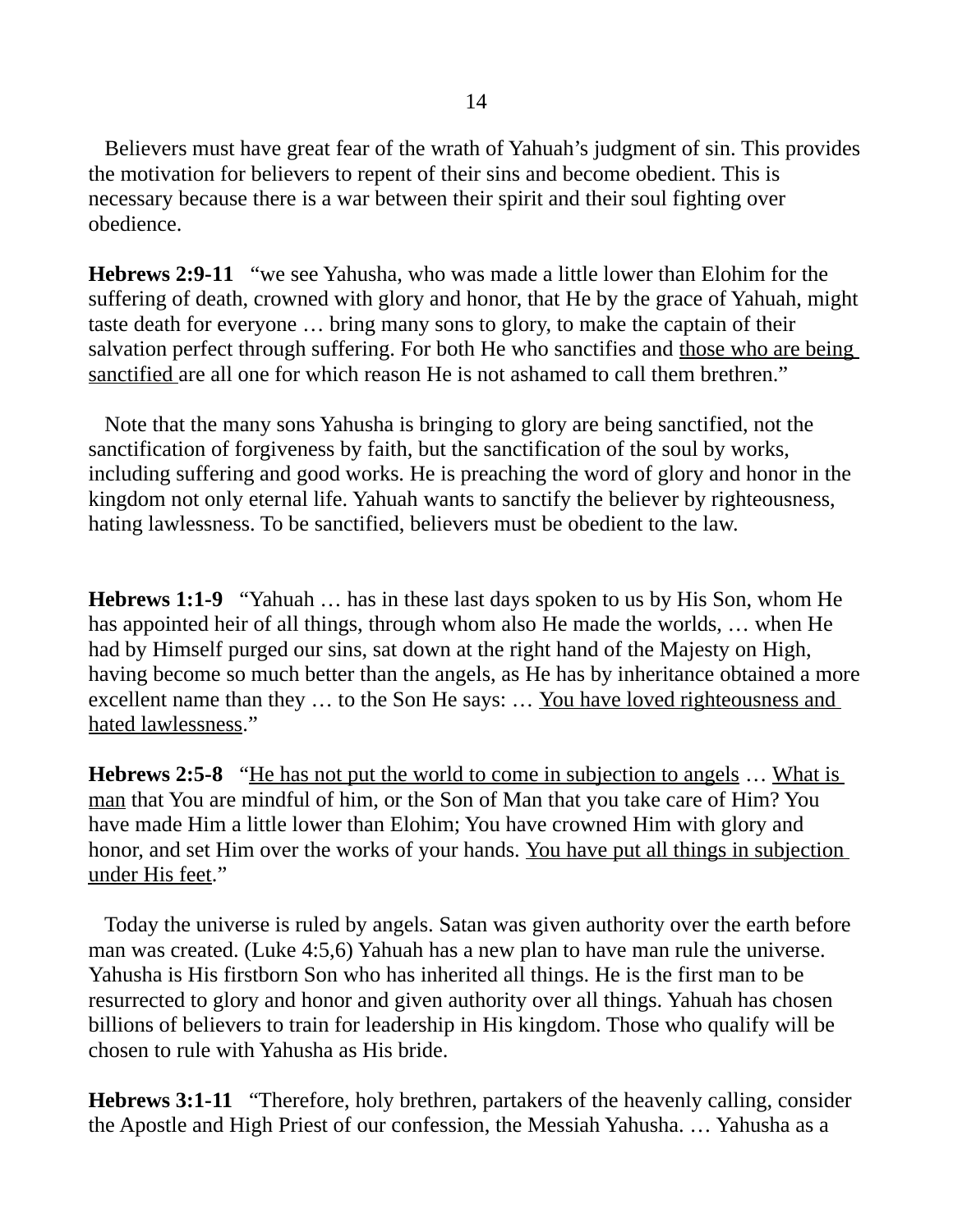Believers must have great fear of the wrath of Yahuah's judgment of sin. This provides the motivation for believers to repent of their sins and become obedient. This is necessary because there is a war between their spirit and their soul fighting over obedience.

**Hebrews 2:9-11** "we see Yahusha, who was made a little lower than Elohim for the suffering of death, crowned with glory and honor, that He by the grace of Yahuah, might taste death for everyone … bring many sons to glory, to make the captain of their salvation perfect through suffering. For both He who sanctifies and <u>those who are being sanctified</u> are all one for which reason He is not ashamed to call them brethren."

Note that the many sons Yahusha is bringing to glory are being sanctified, not the sanctification of forgiveness by faith, but the sanctification of the soul by works, including suffering and good works. He is preaching the word of glory and honor in the kingdom not only eternal life. Yahuah wants to sanctify the believer by righteousness, hating lawlessness. To be sanctified, believers must be obedient to the law.

**Hebrews 1:1-9** "Yahuah … has in these last days spoken to us by His Son, whom He has appointed heir of all things, through whom also He made the worlds, … when He had by Himself purged our sins, sat down at the right hand of the Majesty on High, having become so much better than the angels, as He has by inheritance obtained a more excellent name than they … to the Son He says: … <u>You have loved righteousness and hated lawlessness</u>."

**Hebrews 2:5-8** "<u>He has not put the world to come in subjection to angels</u> … <u>What is man</u> that You are mindful of him, or the Son of Man that you take care of Him? You have made Him a little lower than Elohim; You have crowned Him with glory and honor, and set Him over the works of your hands. <u>You have put all things in subjection under His feet</u>."

Today the universe is ruled by angels. Satan was given authority over the earth before man was created. (Luke 4:5,6) Yahuah has a new plan to have man rule the universe. Yahusha is His firstborn Son who has inherited all things. He is the first man to be resurrected to glory and honor and given authority over all things. Yahuah has chosen billions of believers to train for leadership in His kingdom. Those who qualify will be chosen to rule with Yahusha as His bride.

**Hebrews 3:1-11** "Therefore, holy brethren, partakers of the heavenly calling, consider the Apostle and High Priest of our confession, the Messiah Yahusha. … Yahusha as a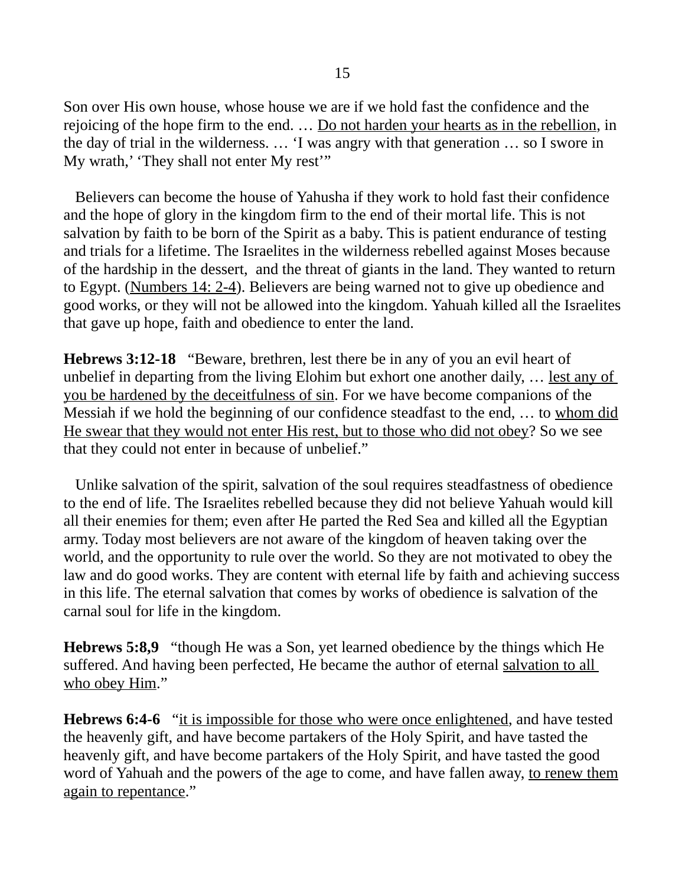Son over His own house, whose house we are if we hold fast the confidence and the rejoicing of the hope firm to the end. … <u>Do not harden your hearts as in the rebellion</u>, in the day of trial in the wilderness. … 'I was angry with that generation … so I swore in My wrath,' 'They shall not enter My rest'"

Believers can become the house of Yahusha if they work to hold fast their confidence and the hope of glory in the kingdom firm to the end of their mortal life. This is not salvation by faith to be born of the Spirit as a baby. This is patient endurance of testing and trials for a lifetime. The Israelites in the wilderness rebelled against Moses because of the hardship in the dessert,  and the threat of giants in the land. They wanted to return to Egypt. (<u>Numbers 14: 2-4</u>). Believers are being warned not to give up obedience and good works, or they will not be allowed into the kingdom. Yahuah killed all the Israelites that gave up hope, faith and obedience to enter the land.

**Hebrews 3:12-18**   "Beware, brethren, lest there be in any of you an evil heart of unbelief in departing from the living Elohim but exhort one another daily, … <u>lest any of you be hardened by the deceitfulness of sin</u>. For we have become companions of the Messiah if we hold the beginning of our confidence steadfast to the end, … to <u>whom did He swear that they would not enter His rest, but to those who did not obey</u>? So we see that they could not enter in because of unbelief."

Unlike salvation of the spirit, salvation of the soul requires steadfastness of obedience to the end of life. The Israelites rebelled because they did not believe Yahuah would kill all their enemies for them; even after He parted the Red Sea and killed all the Egyptian army. Today most believers are not aware of the kingdom of heaven taking over the world, and the opportunity to rule over the world. So they are not motivated to obey the law and do good works. They are content with eternal life by faith and achieving success in this life. The eternal salvation that comes by works of obedience is salvation of the carnal soul for life in the kingdom.

**Hebrews 5:8,9**   "though He was a Son, yet learned obedience by the things which He suffered. And having been perfected, He became the author of eternal <u>salvation to all who obey Him</u>."

**Hebrews 6:4-6**   "<u>it is impossible for those who were once enlightened</u>, and have tested the heavenly gift, and have become partakers of the Holy Spirit, and have tasted the heavenly gift, and have become partakers of the Holy Spirit, and have tasted the good word of Yahuah and the powers of the age to come, and have fallen away, <u>to renew them again to repentance</u>."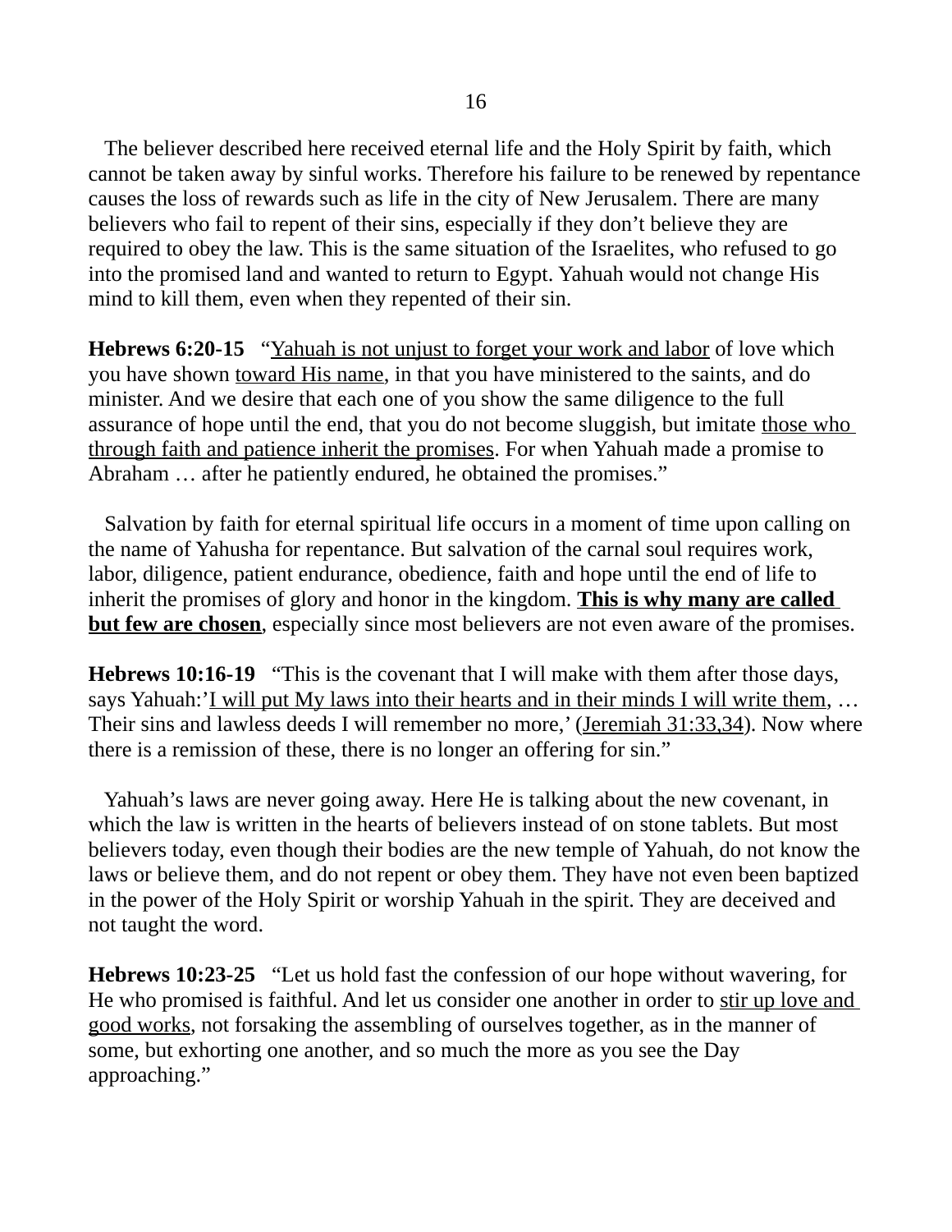The believer described here received eternal life and the Holy Spirit by faith, which cannot be taken away by sinful works. Therefore his failure to be renewed by repentance causes the loss of rewards such as life in the city of New Jerusalem. There are many believers who fail to repent of their sins, especially if they don't believe they are required to obey the law. This is the same situation of the Israelites, who refused to go into the promised land and wanted to return to Egypt. Yahuah would not change His mind to kill them, even when they repented of their sin.

**Hebrews 6:20-15** "Yahuah is not unjust to forget your work and labor of love which you have shown toward His name, in that you have ministered to the saints, and do minister. And we desire that each one of you show the same diligence to the full assurance of hope until the end, that you do not become sluggish, but imitate those who through faith and patience inherit the promises. For when Yahuah made a promise to Abraham … after he patiently endured, he obtained the promises."

Salvation by faith for eternal spiritual life occurs in a moment of time upon calling on the name of Yahusha for repentance. But salvation of the carnal soul requires work, labor, diligence, patient endurance, obedience, faith and hope until the end of life to inherit the promises of glory and honor in the kingdom. **This is why many are called but few are chosen**, especially since most believers are not even aware of the promises.

**Hebrews 10:16-19** "This is the covenant that I will make with them after those days, says Yahuah:'I will put My laws into their hearts and in their minds I will write them, … Their sins and lawless deeds I will remember no more,' (Jeremiah 31:33,34). Now where there is a remission of these, there is no longer an offering for sin."

Yahuah's laws are never going away. Here He is talking about the new covenant, in which the law is written in the hearts of believers instead of on stone tablets. But most believers today, even though their bodies are the new temple of Yahuah, do not know the laws or believe them, and do not repent or obey them. They have not even been baptized in the power of the Holy Spirit or worship Yahuah in the spirit. They are deceived and not taught the word.

**Hebrews 10:23-25** "Let us hold fast the confession of our hope without wavering, for He who promised is faithful. And let us consider one another in order to stir up love and good works, not forsaking the assembling of ourselves together, as in the manner of some, but exhorting one another, and so much the more as you see the Day approaching."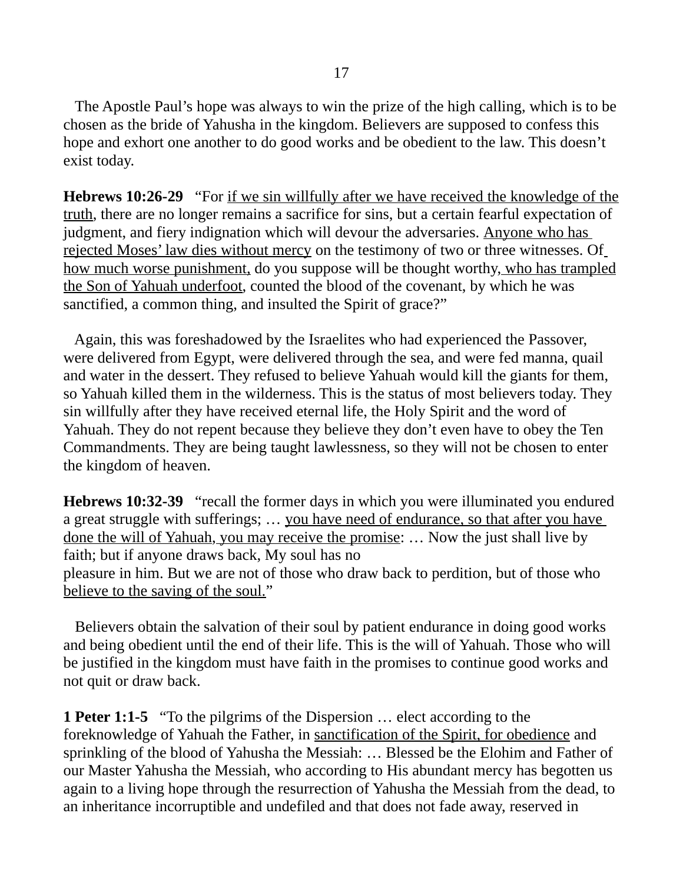The Apostle Paul’s hope was always to win the prize of the high calling, which is to be chosen as the bride of Yahusha in the kingdom. Believers are supposed to confess this hope and exhort one another to do good works and be obedient to the law. This doesn’t exist today.

**Hebrews 10:26-29** “For <u>if we sin willfully after we have received the knowledge of the truth</u>, there are no longer remains a sacrifice for sins, but a certain fearful expectation of judgment, and fiery indignation which will devour the adversaries. <u>Anyone who has rejected Moses’ law dies without mercy</u> on the testimony of two or three witnesses. <u>Of how much worse punishment,</u> do you suppose will be thought worthy<u>, who has trampled the Son of Yahuah underfoot</u>, counted the blood of the covenant, by which he was sanctified, a common thing, and insulted the Spirit of grace?”

Again, this was foreshadowed by the Israelites who had experienced the Passover, were delivered from Egypt, were delivered through the sea, and were fed manna, quail and water in the dessert. They refused to believe Yahuah would kill the giants for them, so Yahuah killed them in the wilderness. This is the status of most believers today. They sin willfully after they have received eternal life, the Holy Spirit and the word of Yahuah. They do not repent because they believe they don’t even have to obey the Ten Commandments. They are being taught lawlessness, so they will not be chosen to enter the kingdom of heaven.

**Hebrews 10:32-39** “recall the former days in which you were illuminated you endured a great struggle with sufferings; … <u>you have need of endurance, so that after you have done the will of Yahuah, you may receive the promise</u>: … Now the just shall live by faith; but if anyone draws back, My soul has no pleasure in him. But we are not of those who draw back to perdition, but of those who <u>believe to the saving of the soul.</u>”

Believers obtain the salvation of their soul by patient endurance in doing good works and being obedient until the end of their life. This is the will of Yahuah. Those who will be justified in the kingdom must have faith in the promises to continue good works and not quit or draw back.

**1 Peter 1:1-5** “To the pilgrims of the Dispersion … elect according to the foreknowledge of Yahuah the Father, in <u>sanctification of the Spirit, for obedience</u> and sprinkling of the blood of Yahusha the Messiah: … Blessed be the Elohim and Father of our Master Yahusha the Messiah, who according to His abundant mercy has begotten us again to a living hope through the resurrection of Yahusha the Messiah from the dead, to an inheritance incorruptible and undefiled and that does not fade away, reserved in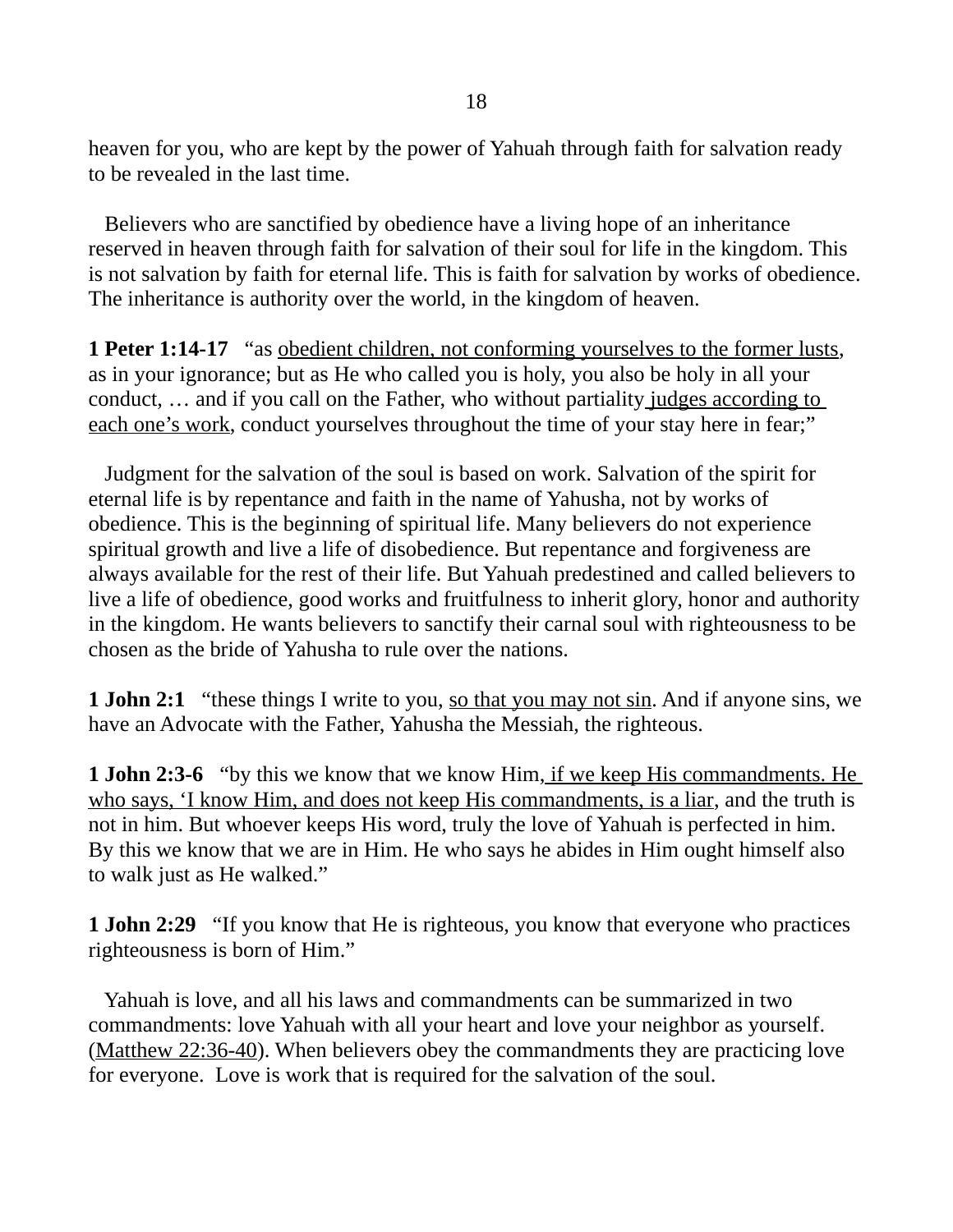heaven for you, who are kept by the power of Yahuah through faith for salvation ready to be revealed in the last time.

Believers who are sanctified by obedience have a living hope of an inheritance reserved in heaven through faith for salvation of their soul for life in the kingdom. This is not salvation by faith for eternal life. This is faith for salvation by works of obedience. The inheritance is authority over the world, in the kingdom of heaven.

**1 Peter 1:14-17** "as obedient children, not conforming yourselves to the former lusts, as in your ignorance; but as He who called you is holy, you also be holy in all your conduct, … and if you call on the Father, who without partiality judges according to each one's work, conduct yourselves throughout the time of your stay here in fear;"

Judgment for the salvation of the soul is based on work. Salvation of the spirit for eternal life is by repentance and faith in the name of Yahusha, not by works of obedience. This is the beginning of spiritual life. Many believers do not experience spiritual growth and live a life of disobedience. But repentance and forgiveness are always available for the rest of their life. But Yahuah predestined and called believers to live a life of obedience, good works and fruitfulness to inherit glory, honor and authority in the kingdom. He wants believers to sanctify their carnal soul with righteousness to be chosen as the bride of Yahusha to rule over the nations.

**1 John 2:1** "these things I write to you, so that you may not sin. And if anyone sins, we have an Advocate with the Father, Yahusha the Messiah, the righteous.

**1 John 2:3-6** "by this we know that we know Him, if we keep His commandments. He who says, 'I know Him, and does not keep His commandments, is a liar, and the truth is not in him. But whoever keeps His word, truly the love of Yahuah is perfected in him. By this we know that we are in Him. He who says he abides in Him ought himself also to walk just as He walked."

**1 John 2:29** "If you know that He is righteous, you know that everyone who practices righteousness is born of Him."

Yahuah is love, and all his laws and commandments can be summarized in two commandments: love Yahuah with all your heart and love your neighbor as yourself. (Matthew 22:36-40). When believers obey the commandments they are practicing love for everyone. Love is work that is required for the salvation of the soul.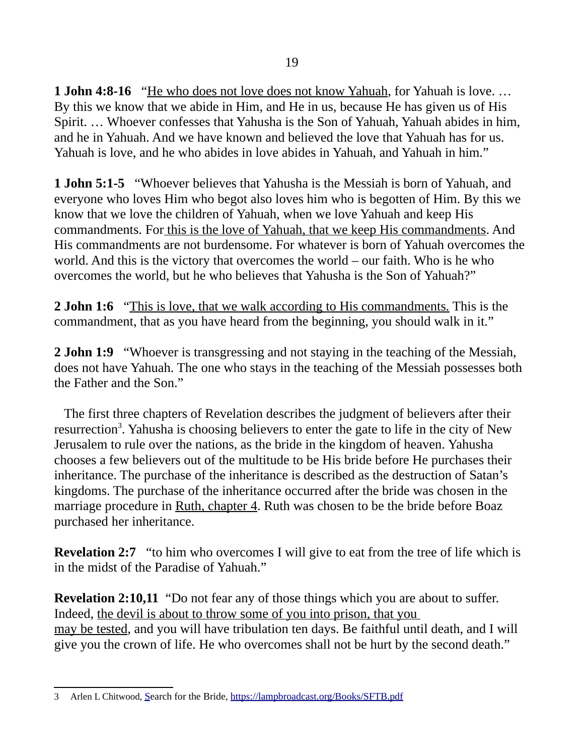**1 John 4:8-16** "He who does not love does not know Yahuah, for Yahuah is love. … By this we know that we abide in Him, and He in us, because He has given us of His Spirit. … Whoever confesses that Yahusha is the Son of Yahuah, Yahuah abides in him, and he in Yahuah. And we have known and believed the love that Yahuah has for us. Yahuah is love, and he who abides in love abides in Yahuah, and Yahuah in him."

**1 John 5:1-5** "Whoever believes that Yahusha is the Messiah is born of Yahuah, and everyone who loves Him who begot also loves him who is begotten of Him. By this we know that we love the children of Yahuah, when we love Yahuah and keep His commandments. For this is the love of Yahuah, that we keep His commandments. And His commandments are not burdensome. For whatever is born of Yahuah overcomes the world. And this is the victory that overcomes the world – our faith. Who is he who overcomes the world, but he who believes that Yahusha is the Son of Yahuah?"

**2 John 1:6** "This is love, that we walk according to His commandments. This is the commandment, that as you have heard from the beginning, you should walk in it."

**2 John 1:9** "Whoever is transgressing and not staying in the teaching of the Messiah, does not have Yahuah. The one who stays in the teaching of the Messiah possesses both the Father and the Son."

The first three chapters of Revelation describes the judgment of believers after their resurrection[3]. Yahusha is choosing believers to enter the gate to life in the city of New Jerusalem to rule over the nations, as the bride in the kingdom of heaven. Yahusha chooses a few believers out of the multitude to be His bride before He purchases their inheritance. The purchase of the inheritance is described as the destruction of Satan's kingdoms. The purchase of the inheritance occurred after the bride was chosen in the marriage procedure in Ruth, chapter 4. Ruth was chosen to be the bride before Boaz purchased her inheritance.

**Revelation 2:7** "to him who overcomes I will give to eat from the tree of life which is in the midst of the Paradise of Yahuah."

**Revelation 2:10,11** "Do not fear any of those things which you are about to suffer. Indeed, the devil is about to throw some of you into prison, that you may be tested, and you will have tribulation ten days. Be faithful until death, and I will give you the crown of life. He who overcomes shall not be hurt by the second death."

3 Arlen L Chitwood, Search for the Bride, https://lampbroadcast.org/Books/SFTB.pdf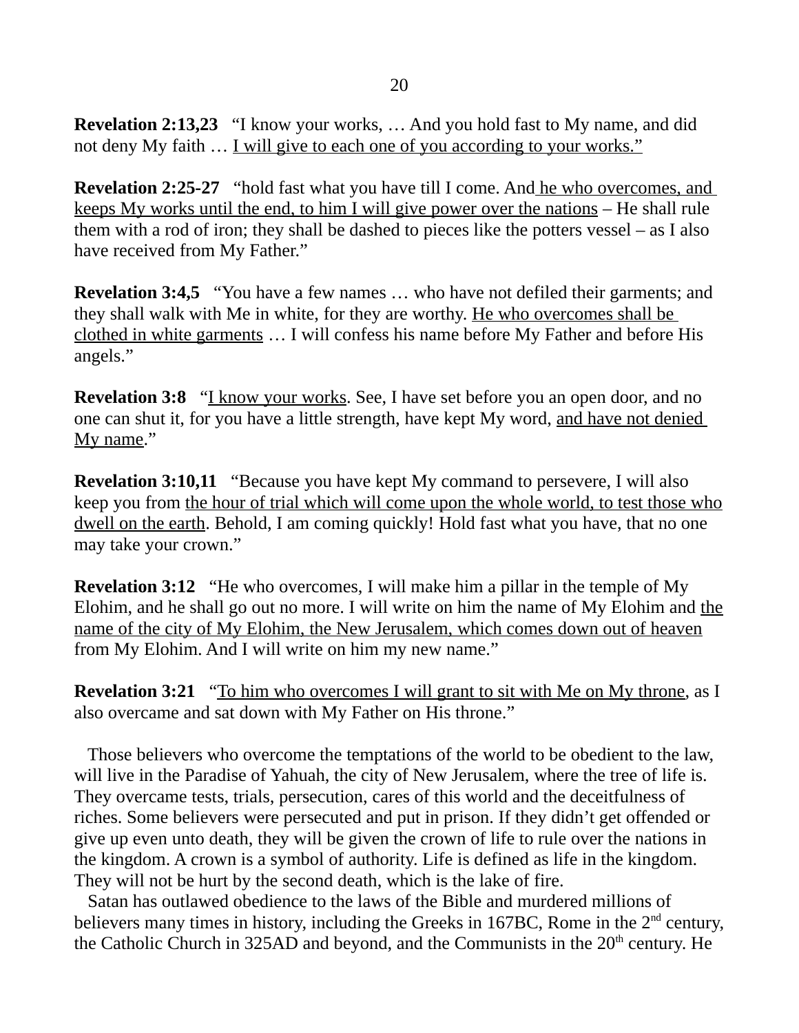**Revelation 2:13,23** "I know your works, … And you hold fast to My name, and did not deny My faith … <u>I will give to each one of you according to your works."</u>

**Revelation 2:25-27** "hold fast what you have till I come. And<u> he who overcomes, and keeps My works until the end, to him I will give power over the nations</u> – He shall rule them with a rod of iron; they shall be dashed to pieces like the potters vessel – as I also have received from My Father."

**Revelation 3:4,5** "You have a few names … who have not defiled their garments; and they shall walk with Me in white, for they are worthy. <u>He who overcomes shall be clothed in white garments</u> … I will confess his name before My Father and before His angels."

**Revelation 3:8** "<u>I know your works</u>. See, I have set before you an open door, and no one can shut it, for you have a little strength, have kept My word, <u>and have not denied My name</u>."

**Revelation 3:10,11** "Because you have kept My command to persevere, I will also keep you from <u>the hour of trial which will come upon the whole world, to test those who dwell on the earth</u>. Behold, I am coming quickly! Hold fast what you have, that no one may take your crown."

**Revelation 3:12** "He who overcomes, I will make him a pillar in the temple of My Elohim, and he shall go out no more. I will write on him the name of My Elohim and <u>the name of the city of My Elohim, the New Jerusalem, which comes down out of heaven</u> from My Elohim. And I will write on him my new name."

**Revelation 3:21** "<u>To him who overcomes I will grant to sit with Me on My throne</u>, as I also overcame and sat down with My Father on His throne."

Those believers who overcome the temptations of the world to be obedient to the law, will live in the Paradise of Yahuah, the city of New Jerusalem, where the tree of life is. They overcame tests, trials, persecution, cares of this world and the deceitfulness of riches. Some believers were persecuted and put in prison. If they didn't get offended or give up even unto death, they will be given the crown of life to rule over the nations in the kingdom. A crown is a symbol of authority. Life is defined as life in the kingdom. They will not be hurt by the second death, which is the lake of fire.

Satan has outlawed obedience to the laws of the Bible and murdered millions of believers many times in history, including the Greeks in 167BC, Rome in the 2nd century, the Catholic Church in 325AD and beyond, and the Communists in the 20th century. He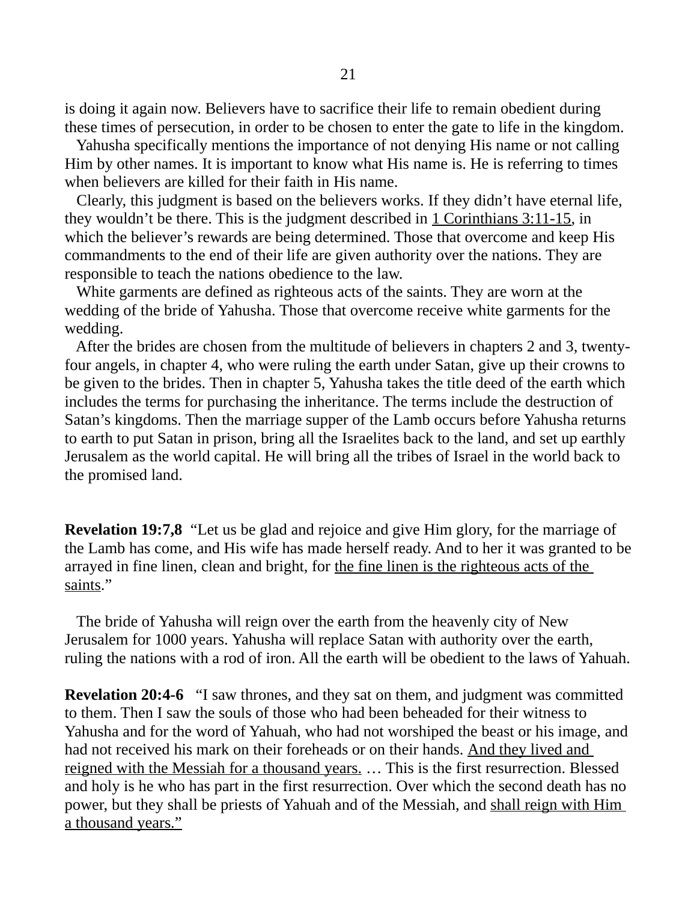is doing it again now. Believers have to sacrifice their life to remain obedient during these times of persecution, in order to be chosen to enter the gate to life in the kingdom.

Yahusha specifically mentions the importance of not denying His name or not calling Him by other names. It is important to know what His name is. He is referring to times when believers are killed for their faith in His name.

Clearly, this judgment is based on the believers works. If they didn't have eternal life, they wouldn't be there. This is the judgment described in <u>1 Corinthians 3:11-15</u>, in which the believer's rewards are being determined. Those that overcome and keep His commandments to the end of their life are given authority over the nations. They are responsible to teach the nations obedience to the law.

White garments are defined as righteous acts of the saints. They are worn at the wedding of the bride of Yahusha. Those that overcome receive white garments for the wedding.

After the brides are chosen from the multitude of believers in chapters 2 and 3, twenty-four angels, in chapter 4, who were ruling the earth under Satan, give up their crowns to be given to the brides. Then in chapter 5, Yahusha takes the title deed of the earth which includes the terms for purchasing the inheritance. The terms include the destruction of Satan's kingdoms. Then the marriage supper of the Lamb occurs before Yahusha returns to earth to put Satan in prison, bring all the Israelites back to the land, and set up earthly Jerusalem as the world capital. He will bring all the tribes of Israel in the world back to the promised land.

**Revelation 19:7,8** "Let us be glad and rejoice and give Him glory, for the marriage of the Lamb has come, and His wife has made herself ready. And to her it was granted to be arrayed in fine linen, clean and bright, for <u>the fine linen is the righteous acts of the saints</u>."

The bride of Yahusha will reign over the earth from the heavenly city of New Jerusalem for 1000 years. Yahusha will replace Satan with authority over the earth, ruling the nations with a rod of iron. All the earth will be obedient to the laws of Yahuah.

**Revelation 20:4-6** "I saw thrones, and they sat on them, and judgment was committed to them. Then I saw the souls of those who had been beheaded for their witness to Yahusha and for the word of Yahuah, who had not worshiped the beast or his image, and had not received his mark on their foreheads or on their hands. <u>And they lived and reigned with the Messiah for a thousand years.</u> … This is the first resurrection. Blessed and holy is he who has part in the first resurrection. Over which the second death has no power, but they shall be priests of Yahuah and of the Messiah, and <u>shall reign with Him a thousand years."</u>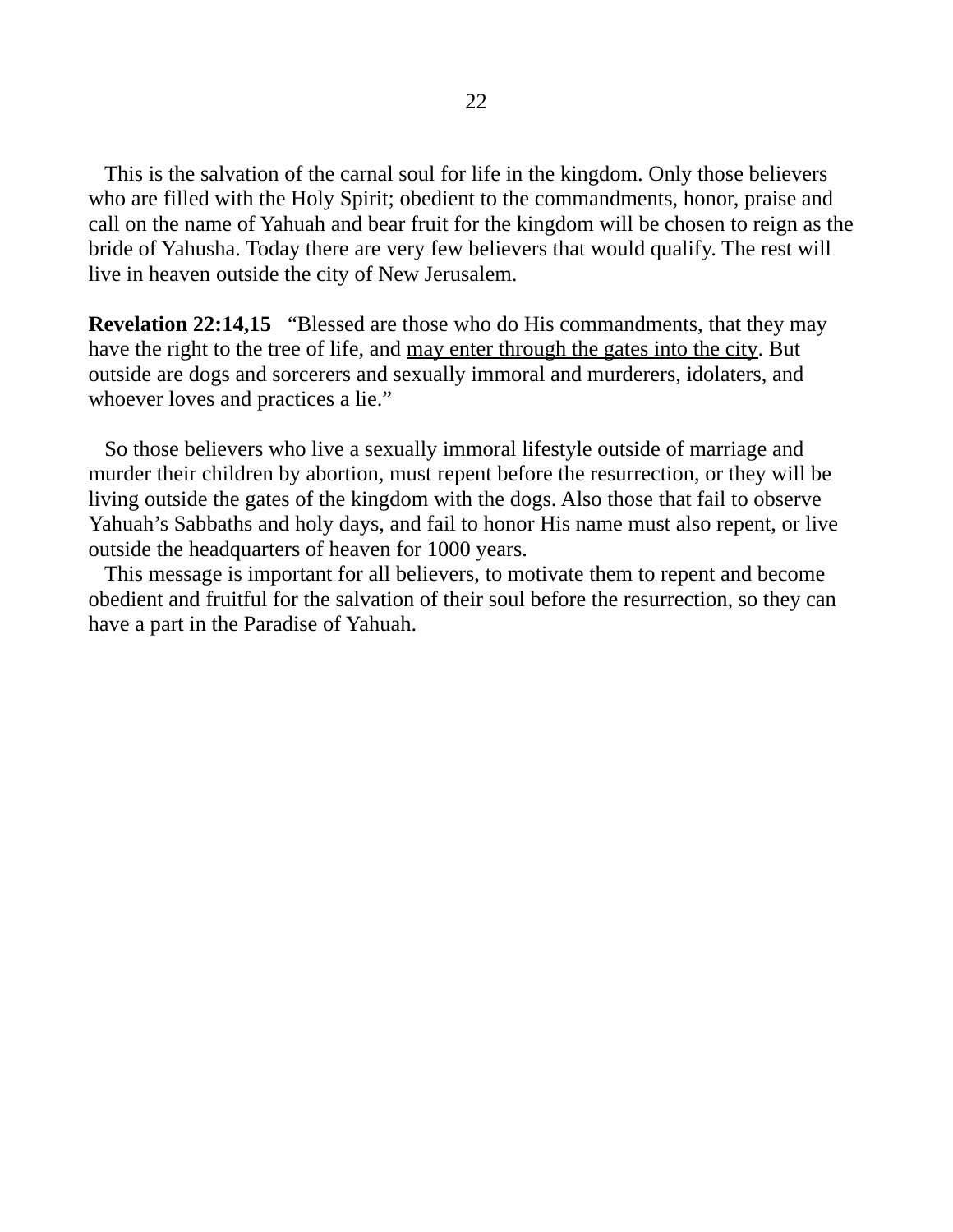This is the salvation of the carnal soul for life in the kingdom. Only those believers who are filled with the Holy Spirit; obedient to the commandments, honor, praise and call on the name of Yahuah and bear fruit for the kingdom will be chosen to reign as the bride of Yahusha. Today there are very few believers that would qualify. The rest will live in heaven outside the city of New Jerusalem.

**Revelation 22:14,15** "<u>Blessed are those who do His commandments</u>, that they may have the right to the tree of life, and <u>may enter through the gates into the city</u>. But outside are dogs and sorcerers and sexually immoral and murderers, idolaters, and whoever loves and practices a lie."

So those believers who live a sexually immoral lifestyle outside of marriage and murder their children by abortion, must repent before the resurrection, or they will be living outside the gates of the kingdom with the dogs. Also those that fail to observe Yahuah's Sabbaths and holy days, and fail to honor His name must also repent, or live outside the headquarters of heaven for 1000 years.

This message is important for all believers, to motivate them to repent and become obedient and fruitful for the salvation of their soul before the resurrection, so they can have a part in the Paradise of Yahuah.